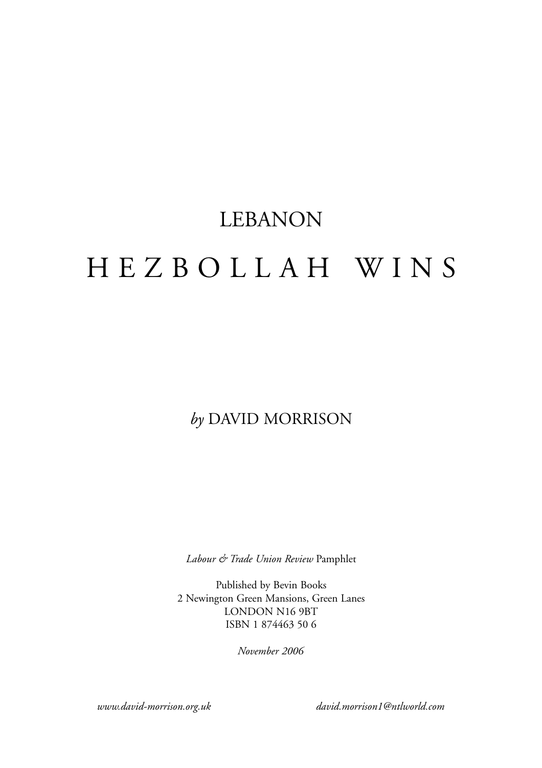# LEBANON

# HEZBOLLAH WINS

*by* DAVID MORRISON

*Labour & Trade Union Review* Pamphlet

Published by Bevin Books
2 Newington Green Mansions, Green Lanes
LONDON N16 9BT
ISBN 1 874463 50 6

*November 2006*

*www.david-morrison.org.uk*

*david.morrison1@ntlworld.com*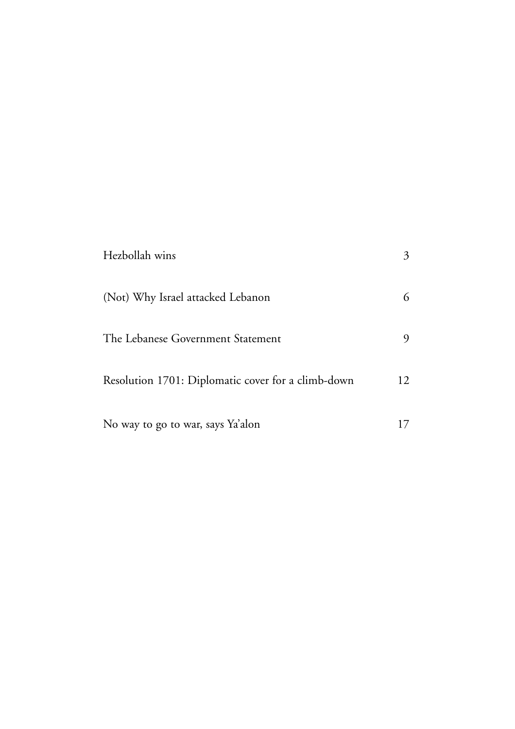| | |
|---|---|
| Hezbollah wins | 3 |
| (Not) Why Israel attacked Lebanon | 6 |
| The Lebanese Government Statement | 9 |
| Resolution 1701: Diplomatic cover for a climb-down | 12 |
| No way to go to war, says Ya'alon | 17 |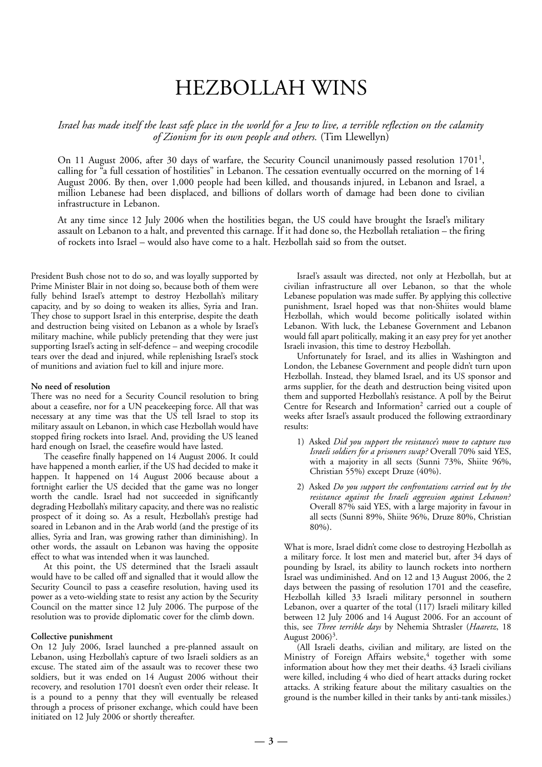# HEZBOLLAH WINS

*Israel has made itself the least safe place in the world for a Jew to live, a terrible reflection on the calamity of Zionism for its own people and others.* (Tim Llewellyn)

On 11 August 2006, after 30 days of warfare, the Security Council unanimously passed resolution 1701[1], calling for "a full cessation of hostilities" in Lebanon. The cessation eventually occurred on the morning of 14 August 2006. By then, over 1,000 people had been killed, and thousands injured, in Lebanon and Israel, a million Lebanese had been displaced, and billions of dollars worth of damage had been done to civilian infrastructure in Lebanon.

At any time since 12 July 2006 when the hostilities began, the US could have brought the Israel's military assault on Lebanon to a halt, and prevented this carnage. If it had done so, the Hezbollah retaliation – the firing of rockets into Israel – would also have come to a halt. Hezbollah said so from the outset.

President Bush chose not to do so, and was loyally supported by Prime Minister Blair in not doing so, because both of them were fully behind Israel's attempt to destroy Hezbollah's military capacity, and by so doing to weaken its allies, Syria and Iran. They chose to support Israel in this enterprise, despite the death and destruction being visited on Lebanon as a whole by Israel's military machine, while publicly pretending that they were just supporting Israel's acting in self-defence – and weeping crocodile tears over the dead and injured, while replenishing Israel's stock of munitions and aviation fuel to kill and injure more.

**No need of resolution**

There was no need for a Security Council resolution to bring about a ceasefire, nor for a UN peacekeeping force. All that was necessary at any time was that the US tell Israel to stop its military assault on Lebanon, in which case Hezbollah would have stopped firing rockets into Israel. And, providing the US leaned hard enough on Israel, the ceasefire would have lasted.

The ceasefire finally happened on 14 August 2006. It could have happened a month earlier, if the US had decided to make it happen. It happened on 14 August 2006 because about a fortnight earlier the US decided that the game was no longer worth the candle. Israel had not succeeded in significantly degrading Hezbollah's military capacity, and there was no realistic prospect of it doing so. As a result, Hezbollah's prestige had soared in Lebanon and in the Arab world (and the prestige of its allies, Syria and Iran, was growing rather than diminishing). In other words, the assault on Lebanon was having the opposite effect to what was intended when it was launched.

At this point, the US determined that the Israeli assault would have to be called off and signalled that it would allow the Security Council to pass a ceasefire resolution, having used its power as a veto-wielding state to resist any action by the Security Council on the matter since 12 July 2006. The purpose of the resolution was to provide diplomatic cover for the climb down.

**Collective punishment**

On 12 July 2006, Israel launched a pre-planned assault on Lebanon, using Hezbollah's capture of two Israeli soldiers as an excuse. The stated aim of the assault was to recover these two soldiers, but it was ended on 14 August 2006 without their recovery, and resolution 1701 doesn't even order their release. It is a pound to a penny that they will eventually be released through a process of prisoner exchange, which could have been initiated on 12 July 2006 or shortly thereafter.

Israel's assault was directed, not only at Hezbollah, but at civilian infrastructure all over Lebanon, so that the whole Lebanese population was made suffer. By applying this collective punishment, Israel hoped was that non-Shiites would blame Hezbollah, which would become politically isolated within Lebanon. With luck, the Lebanese Government and Lebanon would fall apart politically, making it an easy prey for yet another Israeli invasion, this time to destroy Hezbollah.

Unfortunately for Israel, and its allies in Washington and London, the Lebanese Government and people didn't turn upon Hezbollah. Instead, they blamed Israel, and its US sponsor and arms supplier, for the death and destruction being visited upon them and supported Hezbollah's resistance. A poll by the Beirut Centre for Research and Information[2] carried out a couple of weeks after Israel's assault produced the following extraordinary results:

1) Asked *Did you support the resistance's move to capture two Israeli soldiers for a prisoners swap?* Overall 70% said YES, with a majority in all sects (Sunni 73%, Shiite 96%, Christian 55%) except Druze (40%).

2) Asked *Do you support the confrontations carried out by the resistance against the Israeli aggression against Lebanon?* Overall 87% said YES, with a large majority in favour in all sects (Sunni 89%, Shiite 96%, Druze 80%, Christian 80%).

What is more, Israel didn't come close to destroying Hezbollah as a military force. It lost men and materiel but, after 34 days of pounding by Israel, its ability to launch rockets into northern Israel was undiminished. And on 12 and 13 August 2006, the 2 days between the passing of resolution 1701 and the ceasefire, Hezbollah killed 33 Israeli military personnel in southern Lebanon, over a quarter of the total (117) Israeli military killed between 12 July 2006 and 14 August 2006. For an account of this, see *Three terrible days* by Nehemia Shtrasler (*Haaretz*, 18 August 2006)[3].

(All Israeli deaths, civilian and military, are listed on the Ministry of Foreign Affairs website,[4] together with some information about how they met their deaths. 43 Israeli civilians were killed, including 4 who died of heart attacks during rocket attacks. A striking feature about the military casualties on the ground is the number killed in their tanks by anti-tank missiles.)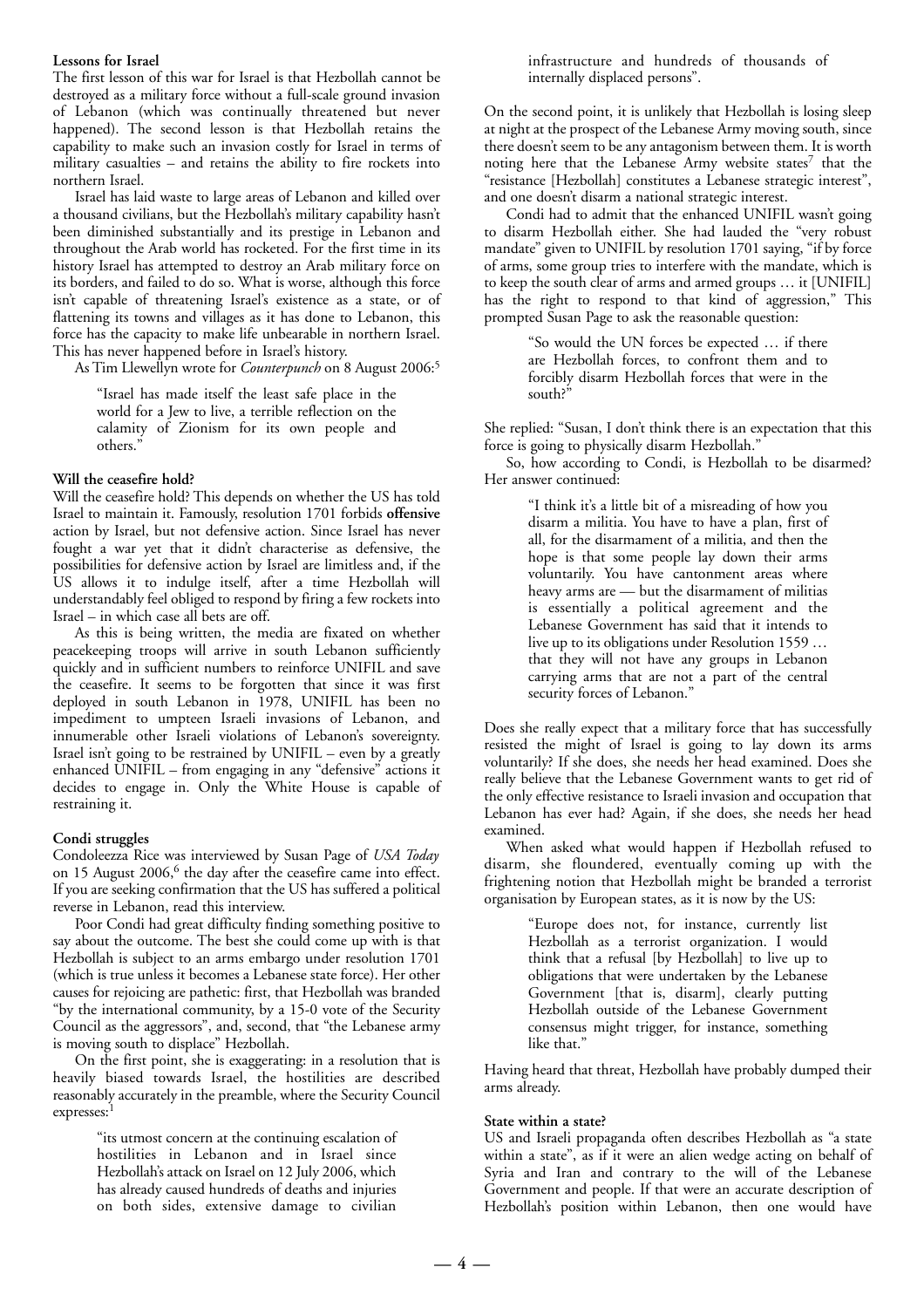### Lessons for Israel

The first lesson of this war for Israel is that Hezbollah cannot be destroyed as a military force without a full-scale ground invasion of Lebanon (which was continually threatened but never happened). The second lesson is that Hezbollah retains the capability to make such an invasion costly for Israel in terms of military casualties – and retains the ability to fire rockets into northern Israel.

Israel has laid waste to large areas of Lebanon and killed over a thousand civilians, but the Hezbollah's military capability hasn't been diminished substantially and its prestige in Lebanon and throughout the Arab world has rocketed. For the first time in its history Israel has attempted to destroy an Arab military force on its borders, and failed to do so. What is worse, although this force isn't capable of threatening Israel's existence as a state, or of flattening its towns and villages as it has done to Lebanon, this force has the capacity to make life unbearable in northern Israel. This has never happened before in Israel's history.

As Tim Llewellyn wrote for *Counterpunch* on 8 August 2006:[5]

> "Israel has made itself the least safe place in the world for a Jew to live, a terrible reflection on the calamity of Zionism for its own people and others."

### Will the ceasefire hold?

Will the ceasefire hold? This depends on whether the US has told Israel to maintain it. Famously, resolution 1701 forbids **offensive** action by Israel, but not defensive action. Since Israel has never fought a war yet that it didn't characterise as defensive, the possibilities for defensive action by Israel are limitless and, if the US allows it to indulge itself, after a time Hezbollah will understandably feel obliged to respond by firing a few rockets into Israel – in which case all bets are off.

As this is being written, the media are fixated on whether peacekeeping troops will arrive in south Lebanon sufficiently quickly and in sufficient numbers to reinforce UNIFIL and save the ceasefire. It seems to be forgotten that since it was first deployed in south Lebanon in 1978, UNIFIL has been no impediment to umpteen Israeli invasions of Lebanon, and innumerable other Israeli violations of Lebanon's sovereignty. Israel isn't going to be restrained by UNIFIL – even by a greatly enhanced UNIFIL – from engaging in any "defensive" actions it decides to engage in. Only the White House is capable of restraining it.

### Condi struggles

Condoleezza Rice was interviewed by Susan Page of *USA Today* on 15 August 2006,[6] the day after the ceasefire came into effect. If you are seeking confirmation that the US has suffered a political reverse in Lebanon, read this interview.

Poor Condi had great difficulty finding something positive to say about the outcome. The best she could come up with is that Hezbollah is subject to an arms embargo under resolution 1701 (which is true unless it becomes a Lebanese state force). Her other causes for rejoicing are pathetic: first, that Hezbollah was branded "by the international community, by a 15-0 vote of the Security Council as the aggressors", and, second, that "the Lebanese army is moving south to displace" Hezbollah.

On the first point, she is exaggerating: in a resolution that is heavily biased towards Israel, the hostilities are described reasonably accurately in the preamble, where the Security Council expresses:[1]

> "its utmost concern at the continuing escalation of hostilities in Lebanon and in Israel since Hezbollah's attack on Israel on 12 July 2006, which has already caused hundreds of deaths and injuries on both sides, extensive damage to civilian infrastructure and hundreds of thousands of internally displaced persons".

On the second point, it is unlikely that Hezbollah is losing sleep at night at the prospect of the Lebanese Army moving south, since there doesn't seem to be any antagonism between them. It is worth noting here that the Lebanese Army website states[7] that the "resistance [Hezbollah] constitutes a Lebanese strategic interest", and one doesn't disarm a national strategic interest.

Condi had to admit that the enhanced UNIFIL wasn't going to disarm Hezbollah either. She had lauded the "very robust mandate" given to UNIFIL by resolution 1701 saying, "if by force of arms, some group tries to interfere with the mandate, which is to keep the south clear of arms and armed groups … it [UNIFIL] has the right to respond to that kind of aggression," This prompted Susan Page to ask the reasonable question:

> "So would the UN forces be expected … if there are Hezbollah forces, to confront them and to forcibly disarm Hezbollah forces that were in the south?"

She replied: "Susan, I don't think there is an expectation that this force is going to physically disarm Hezbollah."

So, how according to Condi, is Hezbollah to be disarmed? Her answer continued:

> "I think it's a little bit of a misreading of how you disarm a militia. You have to have a plan, first of all, for the disarmament of a militia, and then the hope is that some people lay down their arms voluntarily. You have cantonment areas where heavy arms are — but the disarmament of militias is essentially a political agreement and the Lebanese Government has said that it intends to live up to its obligations under Resolution 1559 … that they will not have any groups in Lebanon carrying arms that are not a part of the central security forces of Lebanon."

Does she really expect that a military force that has successfully resisted the might of Israel is going to lay down its arms voluntarily? If she does, she needs her head examined. Does she really believe that the Lebanese Government wants to get rid of the only effective resistance to Israeli invasion and occupation that Lebanon has ever had? Again, if she does, she needs her head examined.

When asked what would happen if Hezbollah refused to disarm, she floundered, eventually coming up with the frightening notion that Hezbollah might be branded a terrorist organisation by European states, as it is now by the US:

> "Europe does not, for instance, currently list Hezbollah as a terrorist organization. I would think that a refusal [by Hezbollah] to live up to obligations that were undertaken by the Lebanese Government [that is, disarm], clearly putting Hezbollah outside of the Lebanese Government consensus might trigger, for instance, something like that."

Having heard that threat, Hezbollah have probably dumped their arms already.

### State within a state?

US and Israeli propaganda often describes Hezbollah as "a state within a state", as if it were an alien wedge acting on behalf of Syria and Iran and contrary to the will of the Lebanese Government and people. If that were an accurate description of Hezbollah's position within Lebanon, then one would have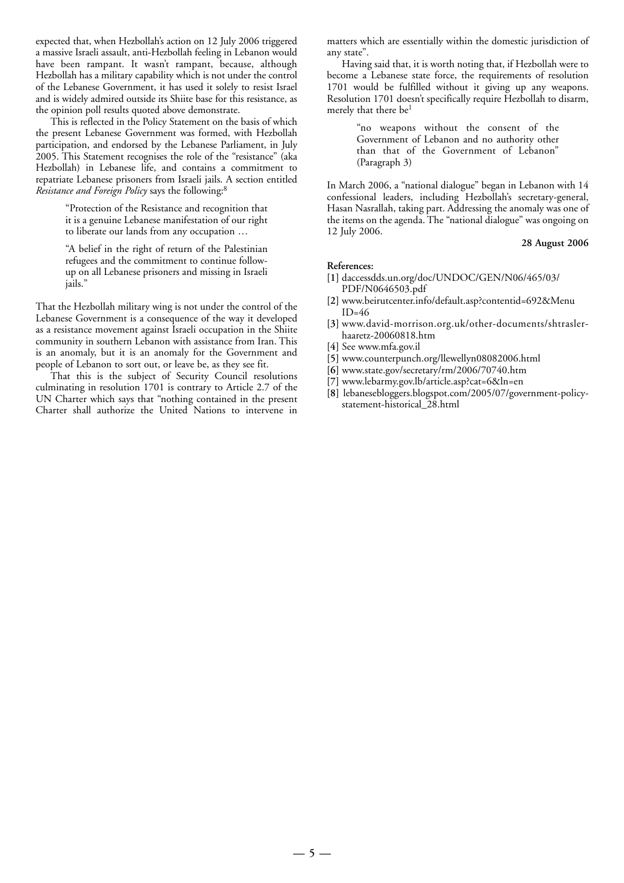expected that, when Hezbollah's action on 12 July 2006 triggered a massive Israeli assault, anti-Hezbollah feeling in Lebanon would have been rampant. It wasn't rampant, because, although Hezbollah has a military capability which is not under the control of the Lebanese Government, it has used it solely to resist Israel and is widely admired outside its Shiite base for this resistance, as the opinion poll results quoted above demonstrate.

This is reflected in the Policy Statement on the basis of which the present Lebanese Government was formed, with Hezbollah participation, and endorsed by the Lebanese Parliament, in July 2005. This Statement recognises the role of the "resistance" (aka Hezbollah) in Lebanese life, and contains a commitment to repatriate Lebanese prisoners from Israeli jails. A section entitled *Resistance and Foreign Policy* says the following:[8]

> "Protection of the Resistance and recognition that it is a genuine Lebanese manifestation of our right to liberate our lands from any occupation …
>
> "A belief in the right of return of the Palestinian refugees and the commitment to continue follow-up on all Lebanese prisoners and missing in Israeli jails."

That the Hezbollah military wing is not under the control of the Lebanese Government is a consequence of the way it developed as a resistance movement against Israeli occupation in the Shiite community in southern Lebanon with assistance from Iran. This is an anomaly, but it is an anomaly for the Government and people of Lebanon to sort out, or leave be, as they see fit.

That this is the subject of Security Council resolutions culminating in resolution 1701 is contrary to Article 2.7 of the UN Charter which says that "nothing contained in the present Charter shall authorize the United Nations to intervene in matters which are essentially within the domestic jurisdiction of any state".

Having said that, it is worth noting that, if Hezbollah were to become a Lebanese state force, the requirements of resolution 1701 would be fulfilled without it giving up any weapons. Resolution 1701 doesn't specifically require Hezbollah to disarm, merely that there be[1]

> "no weapons without the consent of the Government of Lebanon and no authority other than that of the Government of Lebanon" (Paragraph 3)

In March 2006, a "national dialogue" began in Lebanon with 14 confessional leaders, including Hezbollah's secretary-general, Hasan Nasrallah, taking part. Addressing the anomaly was one of the items on the agenda. The "national dialogue" was ongoing on 12 July 2006.

**28 August 2006**

**References:**

[1] daccessdds.un.org/doc/UNDOC/GEN/N06/465/03/PDF/N0646503.pdf
[2] www.beirutcenter.info/default.asp?contentid=692&MenuID=46
[3] www.david-morrison.org.uk/other-documents/shtrasler-haaretz-20060818.htm
[4] See www.mfa.gov.il
[5] www.counterpunch.org/llewellyn08082006.html
[6] www.state.gov/secretary/rm/2006/70740.htm
[7] www.lebarmy.gov.lb/article.asp?cat=6&ln=en
[8] lebanesebloggers.blogspot.com/2005/07/government-policy-statement-historical_28.html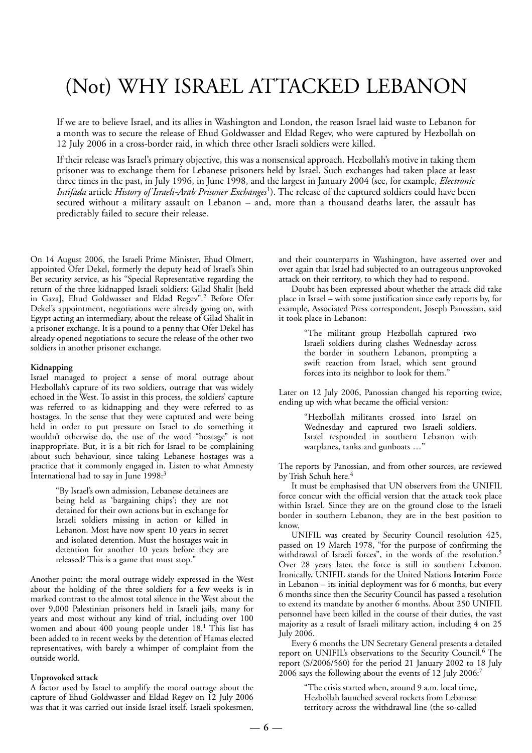# (Not) WHY ISRAEL ATTACKED LEBANON

If we are to believe Israel, and its allies in Washington and London, the reason Israel laid waste to Lebanon for a month was to secure the release of Ehud Goldwasser and Eldad Regev, who were captured by Hezbollah on 12 July 2006 in a cross-border raid, in which three other Israeli soldiers were killed.

If their release was Israel's primary objective, this was a nonsensical approach. Hezbollah's motive in taking them prisoner was to exchange them for Lebanese prisoners held by Israel. Such exchanges had taken place at least three times in the past, in July 1996, in June 1998, and the largest in January 2004 (see, for example, *Electronic Intifada* article *History of Israeli-Arab Prisoner Exchanges*[1]). The release of the captured soldiers could have been secured without a military assault on Lebanon – and, more than a thousand deaths later, the assault has predictably failed to secure their release.

On 14 August 2006, the Israeli Prime Minister, Ehud Olmert, appointed Ofer Dekel, formerly the deputy head of Israel's Shin Bet security service, as his "Special Representative regarding the return of the three kidnapped Israeli soldiers: Gilad Shalit [held in Gaza], Ehud Goldwasser and Eldad Regev".[2] Before Ofer Dekel's appointment, negotiations were already going on, with Egypt acting an intermediary, about the release of Gilad Shalit in a prisoner exchange. It is a pound to a penny that Ofer Dekel has already opened negotiations to secure the release of the other two soldiers in another prisoner exchange.

**Kidnapping**

Israel managed to project a sense of moral outrage about Hezbollah's capture of its two soldiers, outrage that was widely echoed in the West. To assist in this process, the soldiers' capture was referred to as kidnapping and they were referred to as hostages. In the sense that they were captured and were being held in order to put pressure on Israel to do something it wouldn't otherwise do, the use of the word "hostage" is not inappropriate. But, it is a bit rich for Israel to be complaining about such behaviour, since taking Lebanese hostages was a practice that it commonly engaged in. Listen to what Amnesty International had to say in June 1998:[3]

> "By Israel's own admission, Lebanese detainees are being held as 'bargaining chips'; they are not detained for their own actions but in exchange for Israeli soldiers missing in action or killed in Lebanon. Most have now spent 10 years in secret and isolated detention. Must the hostages wait in detention for another 10 years before they are released? This is a game that must stop."

Another point: the moral outrage widely expressed in the West about the holding of the three soldiers for a few weeks is in marked contrast to the almost total silence in the West about the over 9,000 Palestinian prisoners held in Israeli jails, many for years and most without any kind of trial, including over 100 women and about 400 young people under 18.[1] This list has been added to in recent weeks by the detention of Hamas elected representatives, with barely a whimper of complaint from the outside world.

**Unprovoked attack**

A factor used by Israel to amplify the moral outrage about the capture of Ehud Goldwasser and Eldad Regev on 12 July 2006 was that it was carried out inside Israel itself. Israeli spokesmen, and their counterparts in Washington, have asserted over and over again that Israel had subjected to an outrageous unprovoked attack on their territory, to which they had to respond.

Doubt has been expressed about whether the attack did take place in Israel – with some justification since early reports by, for example, Associated Press correspondent, Joseph Panossian, said it took place in Lebanon:

> "The militant group Hezbollah captured two Israeli soldiers during clashes Wednesday across the border in southern Lebanon, prompting a swift reaction from Israel, which sent ground forces into its neighbor to look for them."

Later on 12 July 2006, Panossian changed his reporting twice, ending up with what became the official version:

> "Hezbollah militants crossed into Israel on Wednesday and captured two Israeli soldiers. Israel responded in southern Lebanon with warplanes, tanks and gunboats …"

The reports by Panossian, and from other sources, are reviewed by Trish Schuh here.[4]

It must be emphasised that UN observers from the UNIFIL force concur with the official version that the attack took place within Israel. Since they are on the ground close to the Israeli border in southern Lebanon, they are in the best position to know.

UNIFIL was created by Security Council resolution 425, passed on 19 March 1978, "for the purpose of confirming the withdrawal of Israeli forces", in the words of the resolution.[5] Over 28 years later, the force is still in southern Lebanon. Ironically, UNIFIL stands for the United Nations **Interim** Force in Lebanon – its initial deployment was for 6 months, but every 6 months since then the Security Council has passed a resolution to extend its mandate by another 6 months. About 250 UNIFIL personnel have been killed in the course of their duties, the vast majority as a result of Israeli military action, including 4 on 25 July 2006.

Every 6 months the UN Secretary General presents a detailed report on UNIFIL's observations to the Security Council.[6] The report (S/2006/560) for the period 21 January 2002 to 18 July 2006 says the following about the events of 12 July 2006:[7]

> "The crisis started when, around 9 a.m. local time, Hezbollah launched several rockets from Lebanese territory across the withdrawal line (the so-called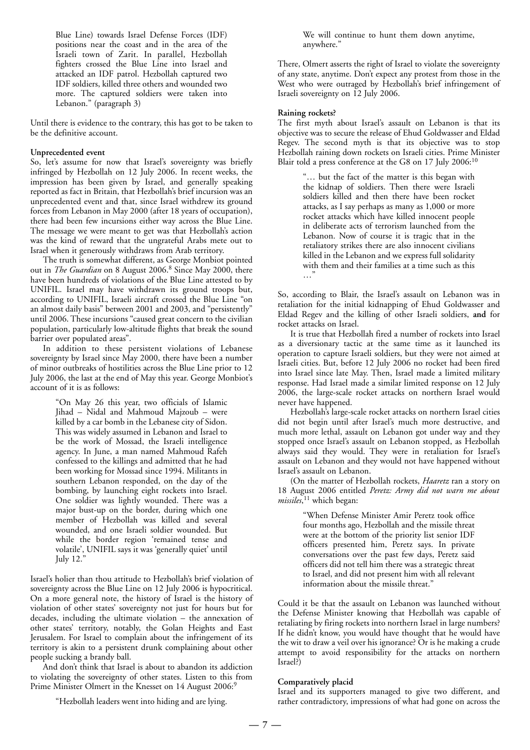> Blue Line) towards Israel Defense Forces (IDF) positions near the coast and in the area of the Israeli town of Zarit. In parallel, Hezbollah fighters crossed the Blue Line into Israel and attacked an IDF patrol. Hezbollah captured two IDF soldiers, killed three others and wounded two more. The captured soldiers were taken into Lebanon." (paragraph 3)

Until there is evidence to the contrary, this has got to be taken to be the definitive account.

**Unprecedented event**

So, let's assume for now that Israel's sovereignty was briefly infringed by Hezbollah on 12 July 2006. In recent weeks, the impression has been given by Israel, and generally speaking reported as fact in Britain, that Hezbollah's brief incursion was an unprecedented event and that, since Israel withdrew its ground forces from Lebanon in May 2000 (after 18 years of occupation), there had been few incursions either way across the Blue Line. The message we were meant to get was that Hezbollah's action was the kind of reward that the ungrateful Arabs mete out to Israel when it generously withdraws from Arab territory.

The truth is somewhat different, as George Monbiot pointed out in *The Guardian* on 8 August 2006.[8] Since May 2000, there have been hundreds of violations of the Blue Line attested to by UNIFIL. Israel may have withdrawn its ground troops but, according to UNIFIL, Israeli aircraft crossed the Blue Line "on an almost daily basis" between 2001 and 2003, and "persistently" until 2006. These incursions "caused great concern to the civilian population, particularly low-altitude flights that break the sound barrier over populated areas".

In addition to these persistent violations of Lebanese sovereignty by Israel since May 2000, there have been a number of minor outbreaks of hostilities across the Blue Line prior to 12 July 2006, the last at the end of May this year. George Monbiot's account of it is as follows:

> "On May 26 this year, two officials of Islamic Jihad – Nidal and Mahmoud Majzoub – were killed by a car bomb in the Lebanese city of Sidon. This was widely assumed in Lebanon and Israel to be the work of Mossad, the Israeli intelligence agency. In June, a man named Mahmoud Rafeh confessed to the killings and admitted that he had been working for Mossad since 1994. Militants in southern Lebanon responded, on the day of the bombing, by launching eight rockets into Israel. One soldier was lightly wounded. There was a major bust-up on the border, during which one member of Hezbollah was killed and several wounded, and one Israeli soldier wounded. But while the border region 'remained tense and volatile', UNIFIL says it was 'generally quiet' until July 12."

Israel's holier than thou attitude to Hezbollah's brief violation of sovereignty across the Blue Line on 12 July 2006 is hypocritical. On a more general note, the history of Israel is the history of violation of other states' sovereignty not just for hours but for decades, including the ultimate violation – the annexation of other states' territory, notably, the Golan Heights and East Jerusalem. For Israel to complain about the infringement of its territory is akin to a persistent drunk complaining about other people sucking a brandy ball.

And don't think that Israel is about to abandon its addiction to violating the sovereignty of other states. Listen to this from Prime Minister Olmert in the Knesset on 14 August 2006:[9]

> "Hezbollah leaders went into hiding and are lying. We will continue to hunt them down anytime, anywhere."

There, Olmert asserts the right of Israel to violate the sovereignty of any state, anytime. Don't expect any protest from those in the West who were outraged by Hezbollah's brief infringement of Israeli sovereignty on 12 July 2006.

**Raining rockets?**

The first myth about Israel's assault on Lebanon is that its objective was to secure the release of Ehud Goldwasser and Eldad Regev. The second myth is that its objective was to stop Hezbollah raining down rockets on Israeli cities. Prime Minister Blair told a press conference at the G8 on 17 July 2006:[10]

> "… but the fact of the matter is this began with the kidnap of soldiers. Then there were Israeli soldiers killed and then there have been rocket attacks, as I say perhaps as many as 1,000 or more rocket attacks which have killed innocent people in deliberate acts of terrorism launched from the Lebanon. Now of course it is tragic that in the retaliatory strikes there are also innocent civilians killed in the Lebanon and we express full solidarity with them and their families at a time such as this …"

So, according to Blair, the Israel's assault on Lebanon was in retaliation for the initial kidnapping of Ehud Goldwasser and Eldad Regev and the killing of other Israeli soldiers, **and** for rocket attacks on Israel.

It is true that Hezbollah fired a number of rockets into Israel as a diversionary tactic at the same time as it launched its operation to capture Israeli soldiers, but they were not aimed at Israeli cities. But, before 12 July 2006 no rocket had been fired into Israel since late May. Then, Israel made a limited military response. Had Israel made a similar limited response on 12 July 2006, the large-scale rocket attacks on northern Israel would never have happened.

Hezbollah's large-scale rocket attacks on northern Israel cities did not begin until after Israel's much more destructive, and much more lethal, assault on Lebanon got under way and they stopped once Israel's assault on Lebanon stopped, as Hezbollah always said they would. They were in retaliation for Israel's assault on Lebanon and they would not have happened without Israel's assault on Lebanon.

(On the matter of Hezbollah rockets, *Haaretz* ran a story on 18 August 2006 entitled *Peretz: Army did not warn me about missiles*,[11] which began:

> "When Defense Minister Amir Peretz took office four months ago, Hezbollah and the missile threat were at the bottom of the priority list senior IDF officers presented him, Peretz says. In private conversations over the past few days, Peretz said officers did not tell him there was a strategic threat to Israel, and did not present him with all relevant information about the missile threat."

Could it be that the assault on Lebanon was launched without the Defense Minister knowing that Hezbollah was capable of retaliating by firing rockets into northern Israel in large numbers? If he didn't know, you would have thought that he would have the wit to draw a veil over his ignorance? Or is he making a crude attempt to avoid responsibility for the attacks on northern Israel?)

**Comparatively placid**

Israel and its supporters managed to give two different, and rather contradictory, impressions of what had gone on across the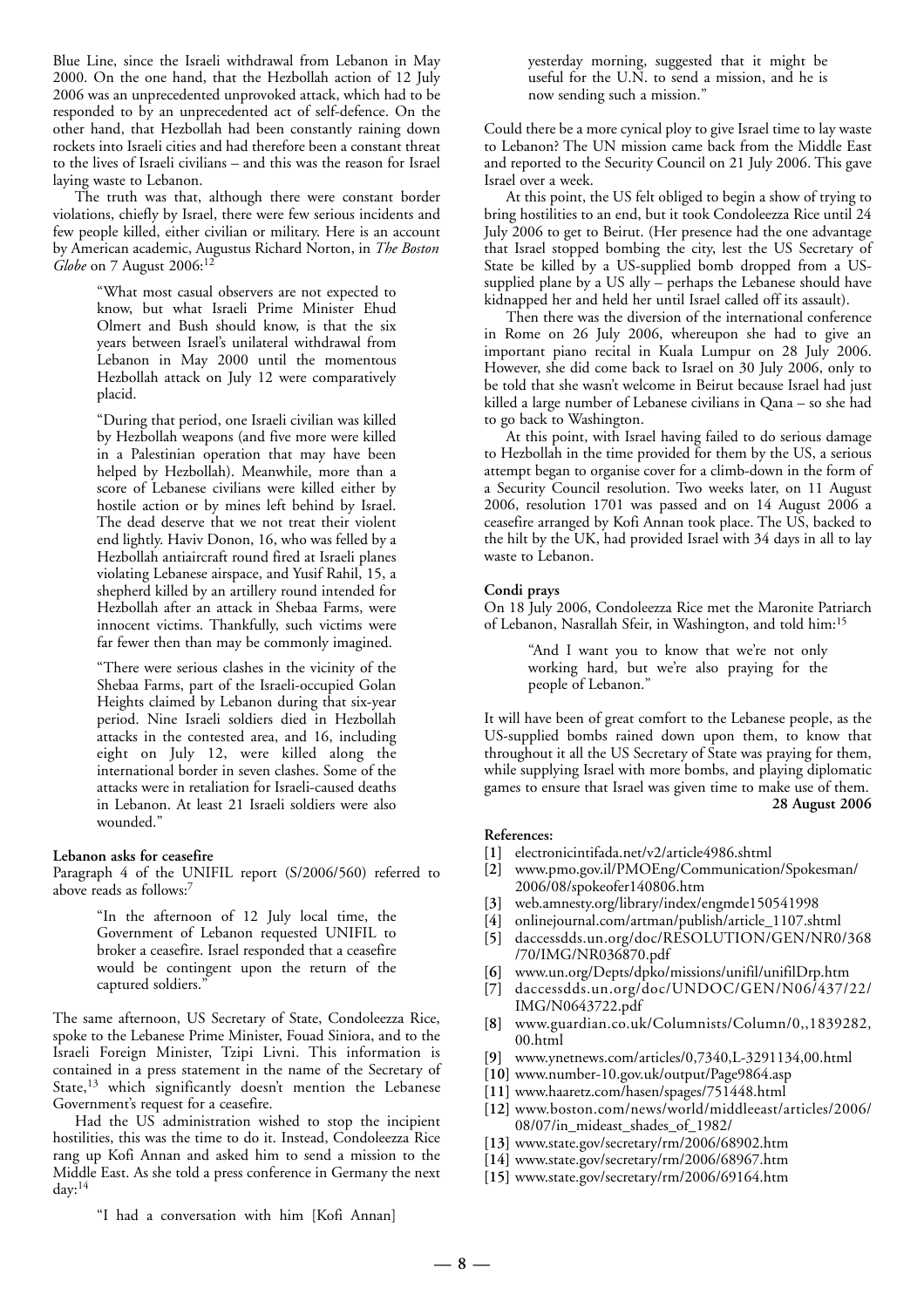Blue Line, since the Israeli withdrawal from Lebanon in May 2000. On the one hand, that the Hezbollah action of 12 July 2006 was an unprecedented unprovoked attack, which had to be responded to by an unprecedented act of self-defence. On the other hand, that Hezbollah had been constantly raining down rockets into Israeli cities and had therefore been a constant threat to the lives of Israeli civilians – and this was the reason for Israel laying waste to Lebanon.

The truth was that, although there were constant border violations, chiefly by Israel, there were few serious incidents and few people killed, either civilian or military. Here is an account by American academic, Augustus Richard Norton, in *The Boston Globe* on 7 August 2006:[12]

> "What most casual observers are not expected to know, but what Israeli Prime Minister Ehud Olmert and Bush should know, is that the six years between Israel's unilateral withdrawal from Lebanon in May 2000 until the momentous Hezbollah attack on July 12 were comparatively placid.
>
> "During that period, one Israeli civilian was killed by Hezbollah weapons (and five more were killed in a Palestinian operation that may have been helped by Hezbollah). Meanwhile, more than a score of Lebanese civilians were killed either by hostile action or by mines left behind by Israel. The dead deserve that we not treat their violent end lightly. Haviv Donon, 16, who was felled by a Hezbollah antiaircraft round fired at Israeli planes violating Lebanese airspace, and Yusif Rahil, 15, a shepherd killed by an artillery round intended for Hezbollah after an attack in Shebaa Farms, were innocent victims. Thankfully, such victims were far fewer then than may be commonly imagined.
>
> "There were serious clashes in the vicinity of the Shebaa Farms, part of the Israeli-occupied Golan Heights claimed by Lebanon during that six-year period. Nine Israeli soldiers died in Hezbollah attacks in the contested area, and 16, including eight on July 12, were killed along the international border in seven clashes. Some of the attacks were in retaliation for Israeli-caused deaths in Lebanon. At least 21 Israeli soldiers were also wounded."

**Lebanon asks for ceasefire**

Paragraph 4 of the UNIFIL report (S/2006/560) referred to above reads as follows:[7]

> "In the afternoon of 12 July local time, the Government of Lebanon requested UNIFIL to broker a ceasefire. Israel responded that a ceasefire would be contingent upon the return of the captured soldiers."

The same afternoon, US Secretary of State, Condoleezza Rice, spoke to the Lebanese Prime Minister, Fouad Siniora, and to the Israeli Foreign Minister, Tzipi Livni. This information is contained in a press statement in the name of the Secretary of State,[13] which significantly doesn't mention the Lebanese Government's request for a ceasefire.

Had the US administration wished to stop the incipient hostilities, this was the time to do it. Instead, Condoleezza Rice rang up Kofi Annan and asked him to send a mission to the Middle East. As she told a press conference in Germany the next day:[14]

> "I had a conversation with him [Kofi Annan] yesterday morning, suggested that it might be useful for the U.N. to send a mission, and he is now sending such a mission."

Could there be a more cynical ploy to give Israel time to lay waste to Lebanon? The UN mission came back from the Middle East and reported to the Security Council on 21 July 2006. This gave Israel over a week.

At this point, the US felt obliged to begin a show of trying to bring hostilities to an end, but it took Condoleezza Rice until 24 July 2006 to get to Beirut. (Her presence had the one advantage that Israel stopped bombing the city, lest the US Secretary of State be killed by a US-supplied bomb dropped from a US-supplied plane by a US ally – perhaps the Lebanese should have kidnapped her and held her until Israel called off its assault).

Then there was the diversion of the international conference in Rome on 26 July 2006, whereupon she had to give an important piano recital in Kuala Lumpur on 28 July 2006. However, she did come back to Israel on 30 July 2006, only to be told that she wasn't welcome in Beirut because Israel had just killed a large number of Lebanese civilians in Qana – so she had to go back to Washington.

At this point, with Israel having failed to do serious damage to Hezbollah in the time provided for them by the US, a serious attempt began to organise cover for a climb-down in the form of a Security Council resolution. Two weeks later, on 11 August 2006, resolution 1701 was passed and on 14 August 2006 a ceasefire arranged by Kofi Annan took place. The US, backed to the hilt by the UK, had provided Israel with 34 days in all to lay waste to Lebanon.

**Condi prays**

On 18 July 2006, Condoleezza Rice met the Maronite Patriarch of Lebanon, Nasrallah Sfeir, in Washington, and told him:[15]

> "And I want you to know that we're not only working hard, but we're also praying for the people of Lebanon."

It will have been of great comfort to the Lebanese people, as the US-supplied bombs rained down upon them, to know that throughout it all the US Secretary of State was praying for them, while supplying Israel with more bombs, and playing diplomatic games to ensure that Israel was given time to make use of them.

**28 August 2006**

**References:**

[1] electronicintifada.net/v2/article4986.shtml
[2] www.pmo.gov.il/PMOEng/Communication/Spokesman/2006/08/spokeofer140806.htm
[3] web.amnesty.org/library/index/engmde150541998
[4] onlinejournal.com/artman/publish/article_1107.shtml
[5] daccessdds.un.org/doc/RESOLUTION/GEN/NR0/368/70/IMG/NR036870.pdf
[6] www.un.org/Depts/dpko/missions/unifil/unifilDrp.htm
[7] daccessdds.un.org/doc/UNDOC/GEN/N06/437/22/IMG/N0643722.pdf
[8] www.guardian.co.uk/Columnists/Column/0,,1839282,00.html
[9] www.ynetnews.com/articles/0,7340,L-3291134,00.html
[10] www.number-10.gov.uk/output/Page9864.asp
[11] www.haaretz.com/hasen/spages/751448.html
[12] www.boston.com/news/world/middleeast/articles/2006/08/07/in_mideast_shades_of_1982/
[13] www.state.gov/secretary/rm/2006/68902.htm
[14] www.state.gov/secretary/rm/2006/68967.htm
[15] www.state.gov/secretary/rm/2006/69164.htm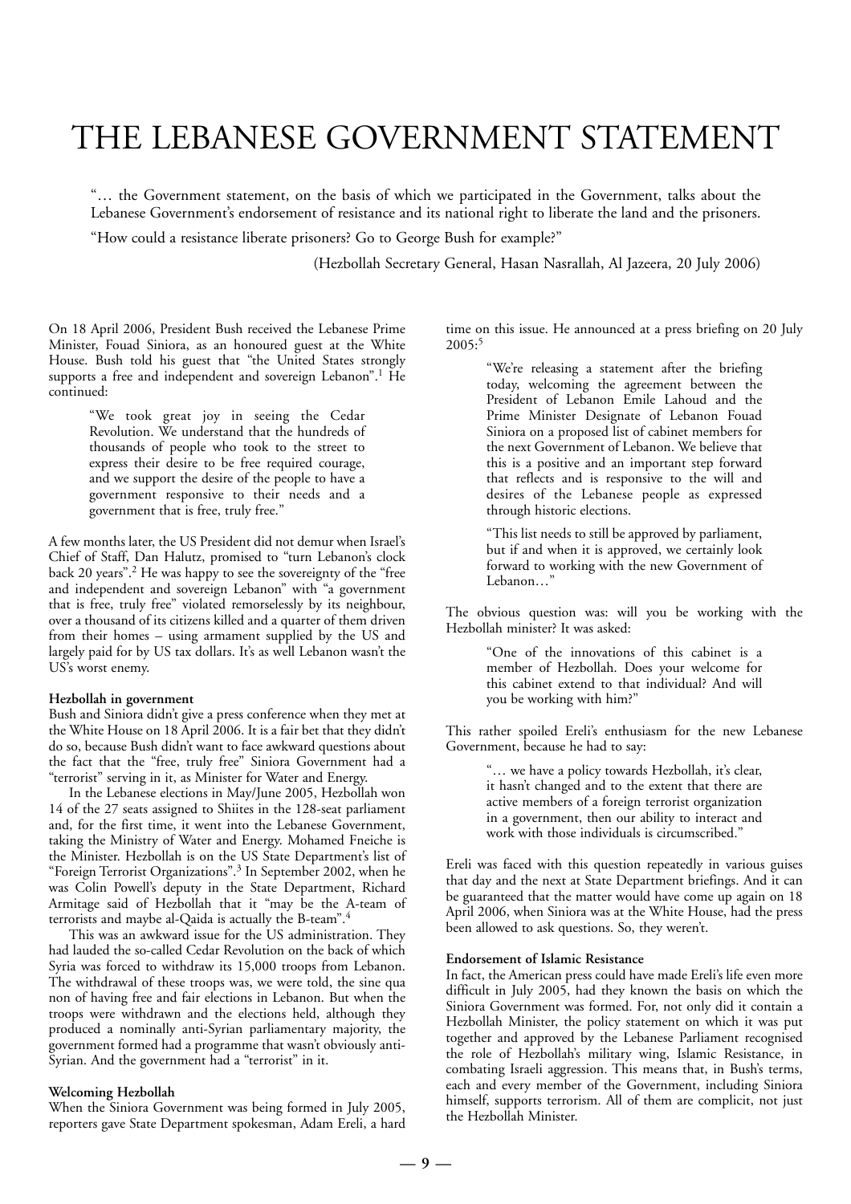# THE LEBANESE GOVERNMENT STATEMENT

> "… the Government statement, on the basis of which we participated in the Government, talks about the Lebanese Government's endorsement of resistance and its national right to liberate the land and the prisoners.
>
> "How could a resistance liberate prisoners? Go to George Bush for example?"
>
> (Hezbollah Secretary General, Hasan Nasrallah, Al Jazeera, 20 July 2006)

On 18 April 2006, President Bush received the Lebanese Prime Minister, Fouad Siniora, as an honoured guest at the White House. Bush told his guest that "the United States strongly supports a free and independent and sovereign Lebanon".[1] He continued:

> "We took great joy in seeing the Cedar Revolution. We understand that the hundreds of thousands of people who took to the street to express their desire to be free required courage, and we support the desire of the people to have a government responsive to their needs and a government that is free, truly free."

A few months later, the US President did not demur when Israel's Chief of Staff, Dan Halutz, promised to "turn Lebanon's clock back 20 years".[2] He was happy to see the sovereignty of the "free and independent and sovereign Lebanon" with "a government that is free, truly free" violated remorselessly by its neighbour, over a thousand of its citizens killed and a quarter of them driven from their homes – using armament supplied by the US and largely paid for by US tax dollars. It's as well Lebanon wasn't the US's worst enemy.

**Hezbollah in government**

Bush and Siniora didn't give a press conference when they met at the White House on 18 April 2006. It is a fair bet that they didn't do so, because Bush didn't want to face awkward questions about the fact that the "free, truly free" Siniora Government had a "terrorist" serving in it, as Minister for Water and Energy.

In the Lebanese elections in May/June 2005, Hezbollah won 14 of the 27 seats assigned to Shiites in the 128-seat parliament and, for the first time, it went into the Lebanese Government, taking the Ministry of Water and Energy. Mohamed Fneiche is the Minister. Hezbollah is on the US State Department's list of "Foreign Terrorist Organizations".[3] In September 2002, when he was Colin Powell's deputy in the State Department, Richard Armitage said of Hezbollah that it "may be the A-team of terrorists and maybe al-Qaida is actually the B-team".[4]

This was an awkward issue for the US administration. They had lauded the so-called Cedar Revolution on the back of which Syria was forced to withdraw its 15,000 troops from Lebanon. The withdrawal of these troops was, we were told, the sine qua non of having free and fair elections in Lebanon. But when the troops were withdrawn and the elections held, although they produced a nominally anti-Syrian parliamentary majority, the government formed had a programme that wasn't obviously anti-Syrian. And the government had a "terrorist" in it.

**Welcoming Hezbollah**

When the Siniora Government was being formed in July 2005, reporters gave State Department spokesman, Adam Ereli, a hard time on this issue. He announced at a press briefing on 20 July 2005:[5]

> "We're releasing a statement after the briefing today, welcoming the agreement between the President of Lebanon Emile Lahoud and the Prime Minister Designate of Lebanon Fouad Siniora on a proposed list of cabinet members for the next Government of Lebanon. We believe that this is a positive and an important step forward that reflects and is responsive to the will and desires of the Lebanese people as expressed through historic elections.
>
> "This list needs to still be approved by parliament, but if and when it is approved, we certainly look forward to working with the new Government of Lebanon…"

The obvious question was: will you be working with the Hezbollah minister? It was asked:

> "One of the innovations of this cabinet is a member of Hezbollah. Does your welcome for this cabinet extend to that individual? And will you be working with him?"

This rather spoiled Ereli's enthusiasm for the new Lebanese Government, because he had to say:

> "… we have a policy towards Hezbollah, it's clear, it hasn't changed and to the extent that there are active members of a foreign terrorist organization in a government, then our ability to interact and work with those individuals is circumscribed."

Ereli was faced with this question repeatedly in various guises that day and the next at State Department briefings. And it can be guaranteed that the matter would have come up again on 18 April 2006, when Siniora was at the White House, had the press been allowed to ask questions. So, they weren't.

**Endorsement of Islamic Resistance**

In fact, the American press could have made Ereli's life even more difficult in July 2005, had they known the basis on which the Siniora Government was formed. For, not only did it contain a Hezbollah Minister, the policy statement on which it was put together and approved by the Lebanese Parliament recognised the role of Hezbollah's military wing, Islamic Resistance, in combating Israeli aggression. This means that, in Bush's terms, each and every member of the Government, including Siniora himself, supports terrorism. All of them are complicit, not just the Hezbollah Minister.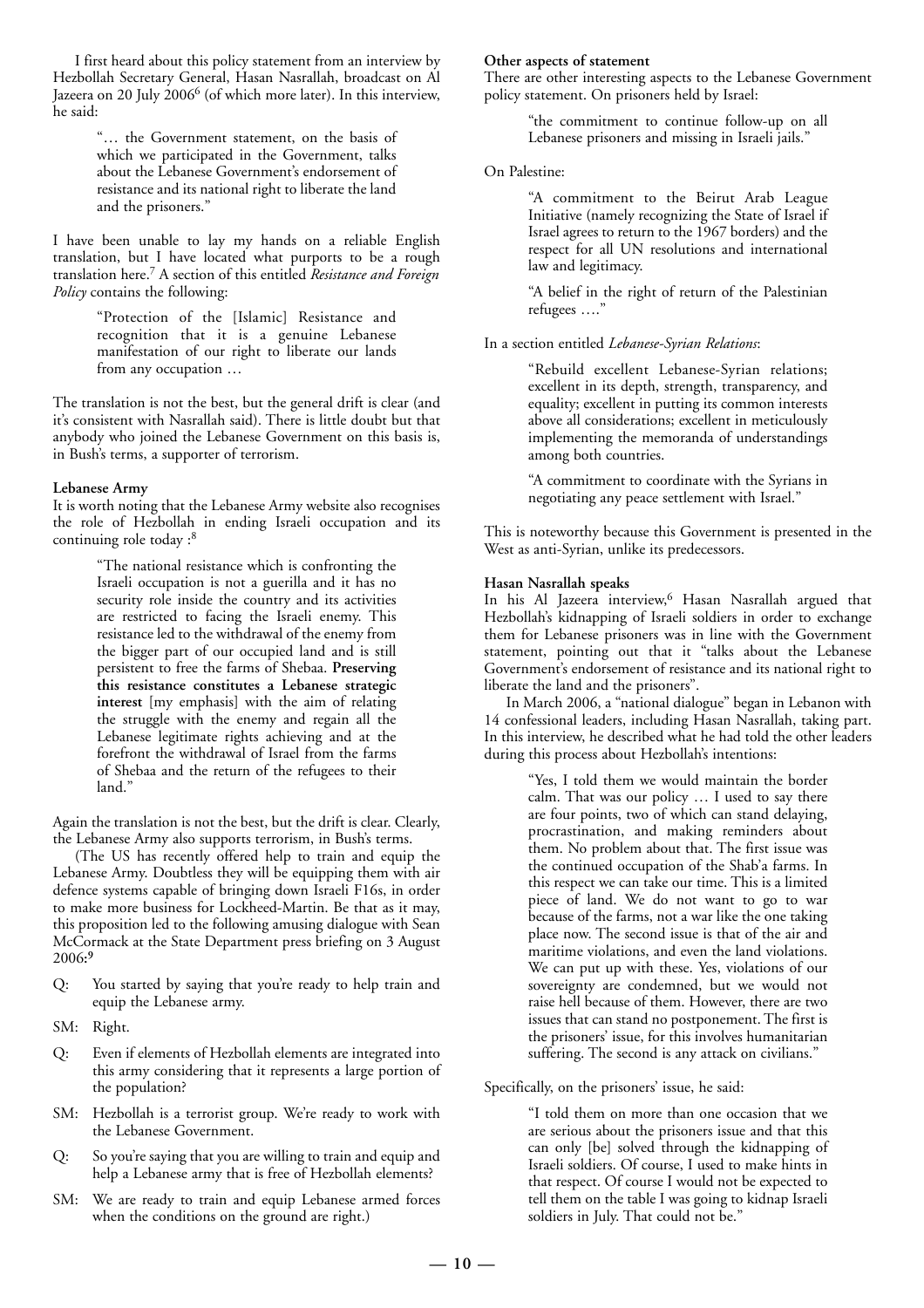I first heard about this policy statement from an interview by Hezbollah Secretary General, Hasan Nasrallah, broadcast on Al Jazeera on 20 July 2006[6] (of which more later). In this interview, he said:

> "… the Government statement, on the basis of which we participated in the Government, talks about the Lebanese Government's endorsement of resistance and its national right to liberate the land and the prisoners."

I have been unable to lay my hands on a reliable English translation, but I have located what purports to be a rough translation here.[7] A section of this entitled *Resistance and Foreign Policy* contains the following:

> "Protection of the [Islamic] Resistance and recognition that it is a genuine Lebanese manifestation of our right to liberate our lands from any occupation …

The translation is not the best, but the general drift is clear (and it's consistent with Nasrallah said). There is little doubt but that anybody who joined the Lebanese Government on this basis is, in Bush's terms, a supporter of terrorism.

**Lebanese Army**

It is worth noting that the Lebanese Army website also recognises the role of Hezbollah in ending Israeli occupation and its continuing role today :[8]

> "The national resistance which is confronting the Israeli occupation is not a guerilla and it has no security role inside the country and its activities are restricted to facing the Israeli enemy. This resistance led to the withdrawal of the enemy from the bigger part of our occupied land and is still persistent to free the farms of Shebaa. **Preserving this resistance constitutes a Lebanese strategic interest** [my emphasis] with the aim of relating the struggle with the enemy and regain all the Lebanese legitimate rights achieving and at the forefront the withdrawal of Israel from the farms of Shebaa and the return of the refugees to their land."

Again the translation is not the best, but the drift is clear. Clearly, the Lebanese Army also supports terrorism, in Bush's terms.

(The US has recently offered help to train and equip the Lebanese Army. Doubtless they will be equipping them with air defence systems capable of bringing down Israeli F16s, in order to make more business for Lockheed-Martin. Be that as it may, this proposition led to the following amusing dialogue with Sean McCormack at the State Department press briefing on 3 August 2006:[9]

Q: You started by saying that you're ready to help train and equip the Lebanese army.

SM: Right.

Q: Even if elements of Hezbollah elements are integrated into this army considering that it represents a large portion of the population?

SM: Hezbollah is a terrorist group. We're ready to work with the Lebanese Government.

Q: So you're saying that you are willing to train and equip and help a Lebanese army that is free of Hezbollah elements?

SM: We are ready to train and equip Lebanese armed forces when the conditions on the ground are right.)

**Other aspects of statement**

There are other interesting aspects to the Lebanese Government policy statement. On prisoners held by Israel:

> "the commitment to continue follow-up on all Lebanese prisoners and missing in Israeli jails."

On Palestine:

> "A commitment to the Beirut Arab League Initiative (namely recognizing the State of Israel if Israel agrees to return to the 1967 borders) and the respect for all UN resolutions and international law and legitimacy.
>
> "A belief in the right of return of the Palestinian refugees …."

In a section entitled *Lebanese-Syrian Relations*:

> "Rebuild excellent Lebanese-Syrian relations; excellent in its depth, strength, transparency, and equality; excellent in putting its common interests above all considerations; excellent in meticulously implementing the memoranda of understandings among both countries.
>
> "A commitment to coordinate with the Syrians in negotiating any peace settlement with Israel."

This is noteworthy because this Government is presented in the West as anti-Syrian, unlike its predecessors.

**Hasan Nasrallah speaks**

In his Al Jazeera interview,[6] Hasan Nasrallah argued that Hezbollah's kidnapping of Israeli soldiers in order to exchange them for Lebanese prisoners was in line with the Government statement, pointing out that it "talks about the Lebanese Government's endorsement of resistance and its national right to liberate the land and the prisoners".

In March 2006, a "national dialogue" began in Lebanon with 14 confessional leaders, including Hasan Nasrallah, taking part. In this interview, he described what he had told the other leaders during this process about Hezbollah's intentions:

> "Yes, I told them we would maintain the border calm. That was our policy … I used to say there are four points, two of which can stand delaying, procrastination, and making reminders about them. No problem about that. The first issue was the continued occupation of the Shab'a farms. In this respect we can take our time. This is a limited piece of land. We do not want to go to war because of the farms, not a war like the one taking place now. The second issue is that of the air and maritime violations, and even the land violations. We can put up with these. Yes, violations of our sovereignty are condemned, but we would not raise hell because of them. However, there are two issues that can stand no postponement. The first is the prisoners' issue, for this involves humanitarian suffering. The second is any attack on civilians."

Specifically, on the prisoners' issue, he said:

> "I told them on more than one occasion that we are serious about the prisoners issue and that this can only [be] solved through the kidnapping of Israeli soldiers. Of course, I used to make hints in that respect. Of course I would not be expected to tell them on the table I was going to kidnap Israeli soldiers in July. That could not be."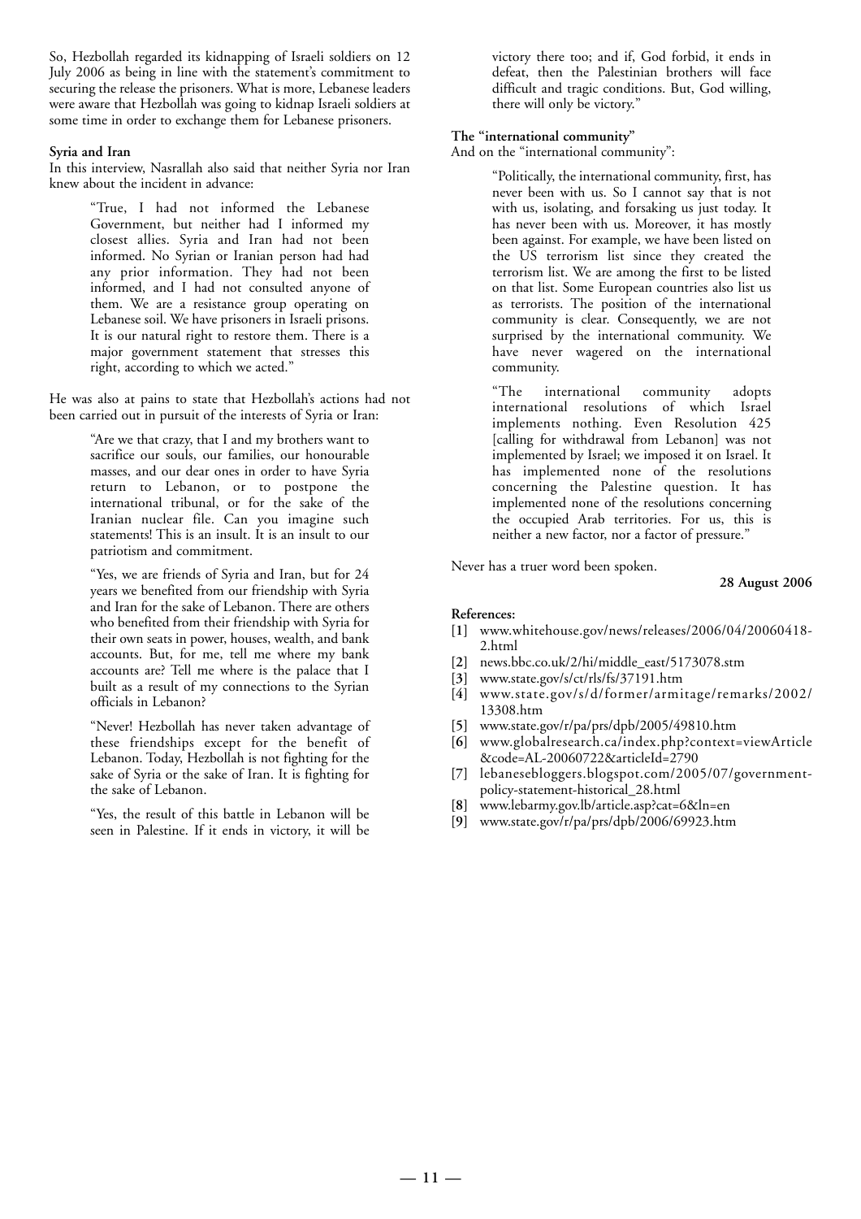So, Hezbollah regarded its kidnapping of Israeli soldiers on 12 July 2006 as being in line with the statement's commitment to securing the release the prisoners. What is more, Lebanese leaders were aware that Hezbollah was going to kidnap Israeli soldiers at some time in order to exchange them for Lebanese prisoners.

**Syria and Iran**

In this interview, Nasrallah also said that neither Syria nor Iran knew about the incident in advance:

> "True, I had not informed the Lebanese Government, but neither had I informed my closest allies. Syria and Iran had not been informed. No Syrian or Iranian person had had any prior information. They had not been informed, and I had not consulted anyone of them. We are a resistance group operating on Lebanese soil. We have prisoners in Israeli prisons. It is our natural right to restore them. There is a major government statement that stresses this right, according to which we acted."

He was also at pains to state that Hezbollah's actions had not been carried out in pursuit of the interests of Syria or Iran:

> "Are we that crazy, that I and my brothers want to sacrifice our souls, our families, our honourable masses, and our dear ones in order to have Syria return to Lebanon, or to postpone the international tribunal, or for the sake of the Iranian nuclear file. Can you imagine such statements! This is an insult. It is an insult to our patriotism and commitment.
>
> "Yes, we are friends of Syria and Iran, but for 24 years we benefited from our friendship with Syria and Iran for the sake of Lebanon. There are others who benefited from their friendship with Syria for their own seats in power, houses, wealth, and bank accounts. But, for me, tell me where my bank accounts are? Tell me where is the palace that I built as a result of my connections to the Syrian officials in Lebanon?
>
> "Never! Hezbollah has never taken advantage of these friendships except for the benefit of Lebanon. Today, Hezbollah is not fighting for the sake of Syria or the sake of Iran. It is fighting for the sake of Lebanon.
>
> "Yes, the result of this battle in Lebanon will be seen in Palestine. If it ends in victory, it will be victory there too; and if, God forbid, it ends in defeat, then the Palestinian brothers will face difficult and tragic conditions. But, God willing, there will only be victory."

**The "international community"**

And on the "international community":

> "Politically, the international community, first, has never been with us. So I cannot say that is not with us, isolating, and forsaking us just today. It has never been with us. Moreover, it has mostly been against. For example, we have been listed on the US terrorism list since they created the terrorism list. We are among the first to be listed on that list. Some European countries also list us as terrorists. The position of the international community is clear. Consequently, we are not surprised by the international community. We have never wagered on the international community.
>
> "The international community adopts international resolutions of which Israel implements nothing. Even Resolution 425 [calling for withdrawal from Lebanon] was not implemented by Israel; we imposed it on Israel. It has implemented none of the resolutions concerning the Palestine question. It has implemented none of the resolutions concerning the occupied Arab territories. For us, this is neither a new factor, nor a factor of pressure."

Never has a truer word been spoken.

**28 August 2006**

**References:**

[1] www.whitehouse.gov/news/releases/2006/04/20060418-2.html
[2] news.bbc.co.uk/2/hi/middle_east/5173078.stm
[3] www.state.gov/s/ct/rls/fs/37191.htm
[4] www.state.gov/s/d/former/armitage/remarks/2002/13308.htm
[5] www.state.gov/r/pa/prs/dpb/2005/49810.htm
[6] www.globalresearch.ca/index.php?context=viewArticle&code=AL-20060722&articleId=2790
[7] lebanesebloggers.blogspot.com/2005/07/government-policy-statement-historical_28.html
[8] www.lebarmy.gov.lb/article.asp?cat=6&ln=en
[9] www.state.gov/r/pa/prs/dpb/2006/69923.htm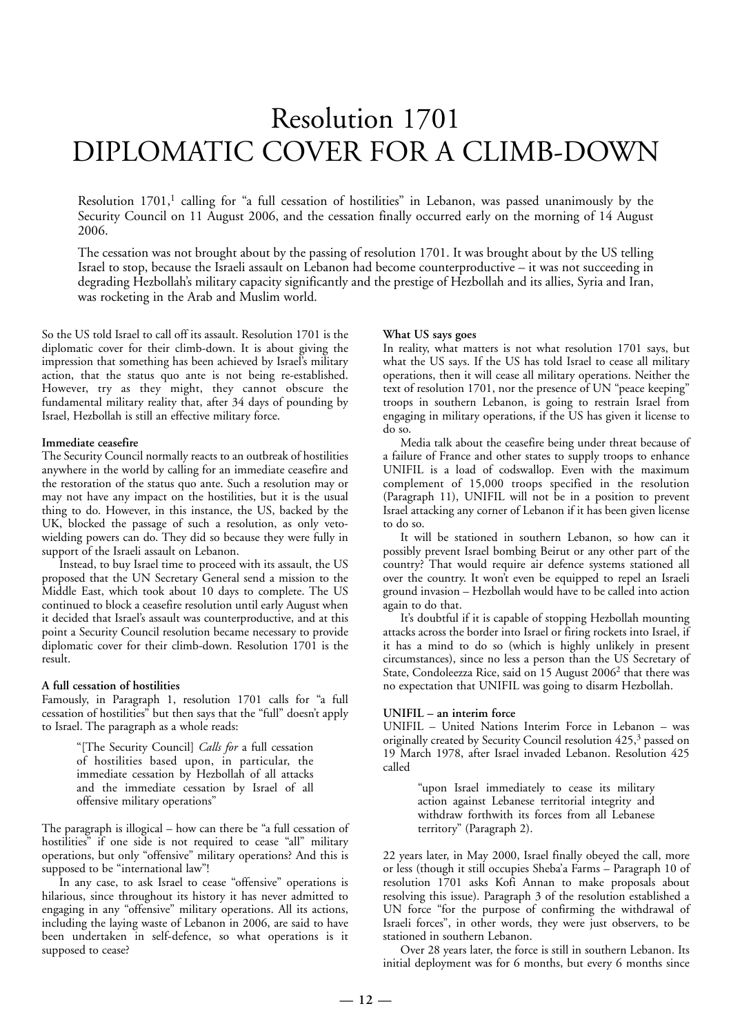# Resolution 1701
# DIPLOMATIC COVER FOR A CLIMB-DOWN

Resolution 1701,[1] calling for "a full cessation of hostilities" in Lebanon, was passed unanimously by the Security Council on 11 August 2006, and the cessation finally occurred early on the morning of 14 August 2006.

The cessation was not brought about by the passing of resolution 1701. It was brought about by the US telling Israel to stop, because the Israeli assault on Lebanon had become counterproductive – it was not succeeding in degrading Hezbollah's military capacity significantly and the prestige of Hezbollah and its allies, Syria and Iran, was rocketing in the Arab and Muslim world.

So the US told Israel to call off its assault. Resolution 1701 is the diplomatic cover for their climb-down. It is about giving the impression that something has been achieved by Israel's military action, that the status quo ante is not being re-established. However, try as they might, they cannot obscure the fundamental military reality that, after 34 days of pounding by Israel, Hezbollah is still an effective military force.

**Immediate ceasefire**

The Security Council normally reacts to an outbreak of hostilities anywhere in the world by calling for an immediate ceasefire and the restoration of the status quo ante. Such a resolution may or may not have any impact on the hostilities, but it is the usual thing to do. However, in this instance, the US, backed by the UK, blocked the passage of such a resolution, as only veto-wielding powers can do. They did so because they were fully in support of the Israeli assault on Lebanon.

Instead, to buy Israel time to proceed with its assault, the US proposed that the UN Secretary General send a mission to the Middle East, which took about 10 days to complete. The US continued to block a ceasefire resolution until early August when it decided that Israel's assault was counterproductive, and at this point a Security Council resolution became necessary to provide diplomatic cover for their climb-down. Resolution 1701 is the result.

**A full cessation of hostilities**

Famously, in Paragraph 1, resolution 1701 calls for "a full cessation of hostilities" but then says that the "full" doesn't apply to Israel. The paragraph as a whole reads:

> "[The Security Council] *Calls for* a full cessation of hostilities based upon, in particular, the immediate cessation by Hezbollah of all attacks and the immediate cessation by Israel of all offensive military operations"

The paragraph is illogical – how can there be "a full cessation of hostilities" if one side is not required to cease "all" military operations, but only "offensive" military operations? And this is supposed to be "international law"!

In any case, to ask Israel to cease "offensive" operations is hilarious, since throughout its history it has never admitted to engaging in any "offensive" military operations. All its actions, including the laying waste of Lebanon in 2006, are said to have been undertaken in self-defence, so what operations is it supposed to cease?

**What US says goes**

In reality, what matters is not what resolution 1701 says, but what the US says. If the US has told Israel to cease all military operations, then it will cease all military operations. Neither the text of resolution 1701, nor the presence of UN "peace keeping" troops in southern Lebanon, is going to restrain Israel from engaging in military operations, if the US has given it license to do so.

Media talk about the ceasefire being under threat because of a failure of France and other states to supply troops to enhance UNIFIL is a load of codswallop. Even with the maximum complement of 15,000 troops specified in the resolution (Paragraph 11), UNIFIL will not be in a position to prevent Israel attacking any corner of Lebanon if it has been given license to do so.

It will be stationed in southern Lebanon, so how can it possibly prevent Israel bombing Beirut or any other part of the country? That would require air defence systems stationed all over the country. It won't even be equipped to repel an Israeli ground invasion – Hezbollah would have to be called into action again to do that.

It's doubtful if it is capable of stopping Hezbollah mounting attacks across the border into Israel or firing rockets into Israel, if it has a mind to do so (which is highly unlikely in present circumstances), since no less a person than the US Secretary of State, Condoleezza Rice, said on 15 August 2006[2] that there was no expectation that UNIFIL was going to disarm Hezbollah.

**UNIFIL – an interim force**

UNIFIL – United Nations Interim Force in Lebanon – was originally created by Security Council resolution 425,[3] passed on 19 March 1978, after Israel invaded Lebanon. Resolution 425 called

> "upon Israel immediately to cease its military action against Lebanese territorial integrity and withdraw forthwith its forces from all Lebanese territory" (Paragraph 2).

22 years later, in May 2000, Israel finally obeyed the call, more or less (though it still occupies Sheba'a Farms – Paragraph 10 of resolution 1701 asks Kofi Annan to make proposals about resolving this issue). Paragraph 3 of the resolution established a UN force "for the purpose of confirming the withdrawal of Israeli forces", in other words, they were just observers, to be stationed in southern Lebanon.

Over 28 years later, the force is still in southern Lebanon. Its initial deployment was for 6 months, but every 6 months since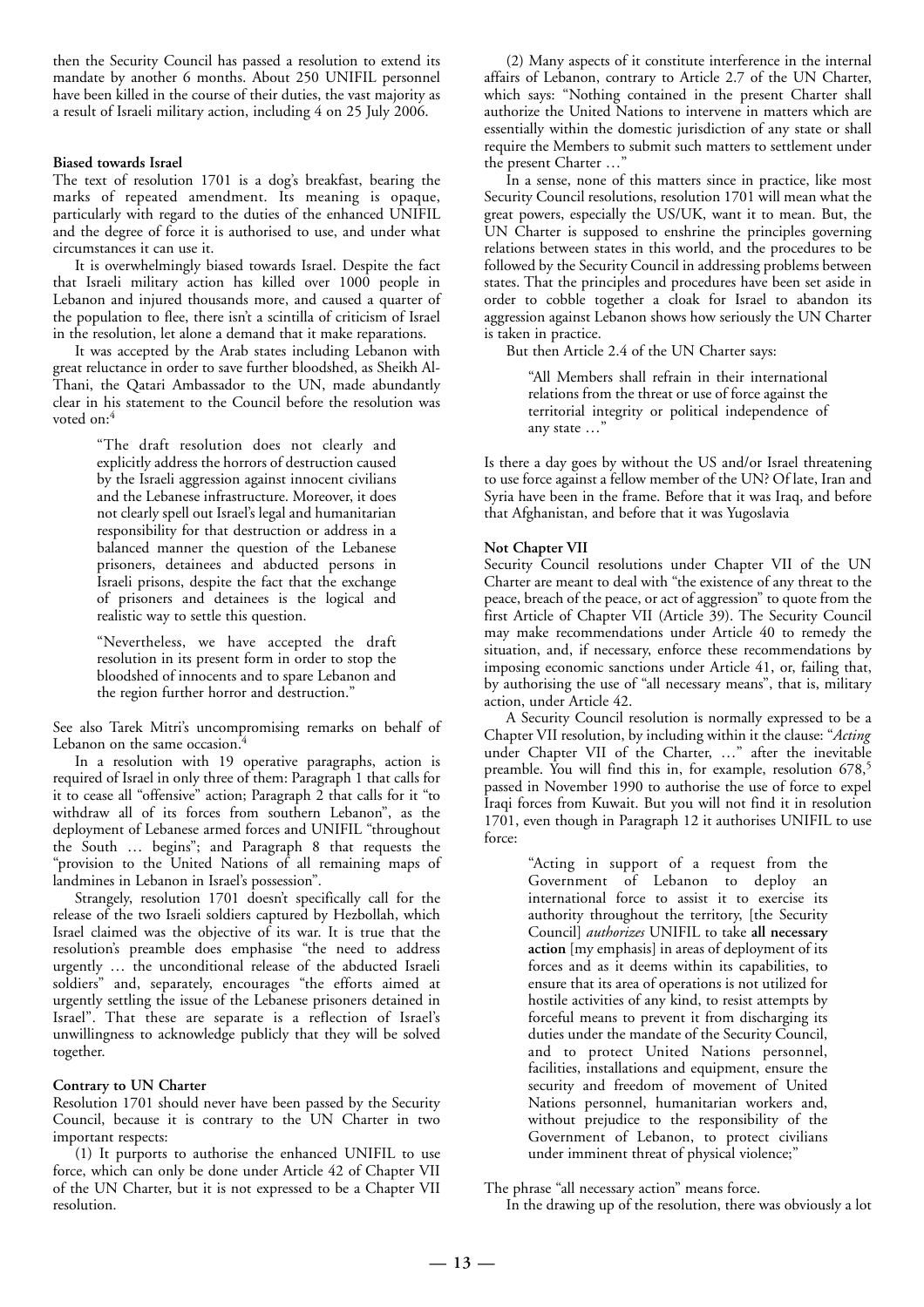then the Security Council has passed a resolution to extend its mandate by another 6 months. About 250 UNIFIL personnel have been killed in the course of their duties, the vast majority as a result of Israeli military action, including 4 on 25 July 2006.

**Biased towards Israel**

The text of resolution 1701 is a dog's breakfast, bearing the marks of repeated amendment. Its meaning is opaque, particularly with regard to the duties of the enhanced UNIFIL and the degree of force it is authorised to use, and under what circumstances it can use it.

It is overwhelmingly biased towards Israel. Despite the fact that Israeli military action has killed over 1000 people in Lebanon and injured thousands more, and caused a quarter of the population to flee, there isn't a scintilla of criticism of Israel in the resolution, let alone a demand that it make reparations.

It was accepted by the Arab states including Lebanon with great reluctance in order to save further bloodshed, as Sheikh Al-Thani, the Qatari Ambassador to the UN, made abundantly clear in his statement to the Council before the resolution was voted on:[4]

> "The draft resolution does not clearly and explicitly address the horrors of destruction caused by the Israeli aggression against innocent civilians and the Lebanese infrastructure. Moreover, it does not clearly spell out Israel's legal and humanitarian responsibility for that destruction or address in a balanced manner the question of the Lebanese prisoners, detainees and abducted persons in Israeli prisons, despite the fact that the exchange of prisoners and detainees is the logical and realistic way to settle this question.
>
> "Nevertheless, we have accepted the draft resolution in its present form in order to stop the bloodshed of innocents and to spare Lebanon and the region further horror and destruction."

See also Tarek Mitri's uncompromising remarks on behalf of Lebanon on the same occasion.[4]

In a resolution with 19 operative paragraphs, action is required of Israel in only three of them: Paragraph 1 that calls for it to cease all "offensive" action; Paragraph 2 that calls for it "to withdraw all of its forces from southern Lebanon", as the deployment of Lebanese armed forces and UNIFIL "throughout the South … begins"; and Paragraph 8 that requests the "provision to the United Nations of all remaining maps of landmines in Lebanon in Israel's possession".

Strangely, resolution 1701 doesn't specifically call for the release of the two Israeli soldiers captured by Hezbollah, which Israel claimed was the objective of its war. It is true that the resolution's preamble does emphasise "the need to address urgently … the unconditional release of the abducted Israeli soldiers" and, separately, encourages "the efforts aimed at urgently settling the issue of the Lebanese prisoners detained in Israel". That these are separate is a reflection of Israel's unwillingness to acknowledge publicly that they will be solved together.

**Contrary to UN Charter**

Resolution 1701 should never have been passed by the Security Council, because it is contrary to the UN Charter in two important respects:

(1) It purports to authorise the enhanced UNIFIL to use force, which can only be done under Article 42 of Chapter VII of the UN Charter, but it is not expressed to be a Chapter VII resolution.

(2) Many aspects of it constitute interference in the internal affairs of Lebanon, contrary to Article 2.7 of the UN Charter, which says: "Nothing contained in the present Charter shall authorize the United Nations to intervene in matters which are essentially within the domestic jurisdiction of any state or shall require the Members to submit such matters to settlement under the present Charter …"

In a sense, none of this matters since in practice, like most Security Council resolutions, resolution 1701 will mean what the great powers, especially the US/UK, want it to mean. But, the UN Charter is supposed to enshrine the principles governing relations between states in this world, and the procedures to be followed by the Security Council in addressing problems between states. That the principles and procedures have been set aside in order to cobble together a cloak for Israel to abandon its aggression against Lebanon shows how seriously the UN Charter is taken in practice.

But then Article 2.4 of the UN Charter says:

> "All Members shall refrain in their international relations from the threat or use of force against the territorial integrity or political independence of any state …"

Is there a day goes by without the US and/or Israel threatening to use force against a fellow member of the UN? Of late, Iran and Syria have been in the frame. Before that it was Iraq, and before that Afghanistan, and before that it was Yugoslavia

**Not Chapter VII**

Security Council resolutions under Chapter VII of the UN Charter are meant to deal with "the existence of any threat to the peace, breach of the peace, or act of aggression" to quote from the first Article of Chapter VII (Article 39). The Security Council may make recommendations under Article 40 to remedy the situation, and, if necessary, enforce these recommendations by imposing economic sanctions under Article 41, or, failing that, by authorising the use of "all necessary means", that is, military action, under Article 42.

A Security Council resolution is normally expressed to be a Chapter VII resolution, by including within it the clause: "*Acting* under Chapter VII of the Charter, …" after the inevitable preamble. You will find this in, for example, resolution 678,[5] passed in November 1990 to authorise the use of force to expel Iraqi forces from Kuwait. But you will not find it in resolution 1701, even though in Paragraph 12 it authorises UNIFIL to use force:

> "Acting in support of a request from the Government of Lebanon to deploy an international force to assist it to exercise its authority throughout the territory, [the Security Council] *authorizes* UNIFIL to take **all necessary action** [my emphasis] in areas of deployment of its forces and as it deems within its capabilities, to ensure that its area of operations is not utilized for hostile activities of any kind, to resist attempts by forceful means to prevent it from discharging its duties under the mandate of the Security Council, and to protect United Nations personnel, facilities, installations and equipment, ensure the security and freedom of movement of United Nations personnel, humanitarian workers and, without prejudice to the responsibility of the Government of Lebanon, to protect civilians under imminent threat of physical violence;"

The phrase "all necessary action" means force.

In the drawing up of the resolution, there was obviously a lot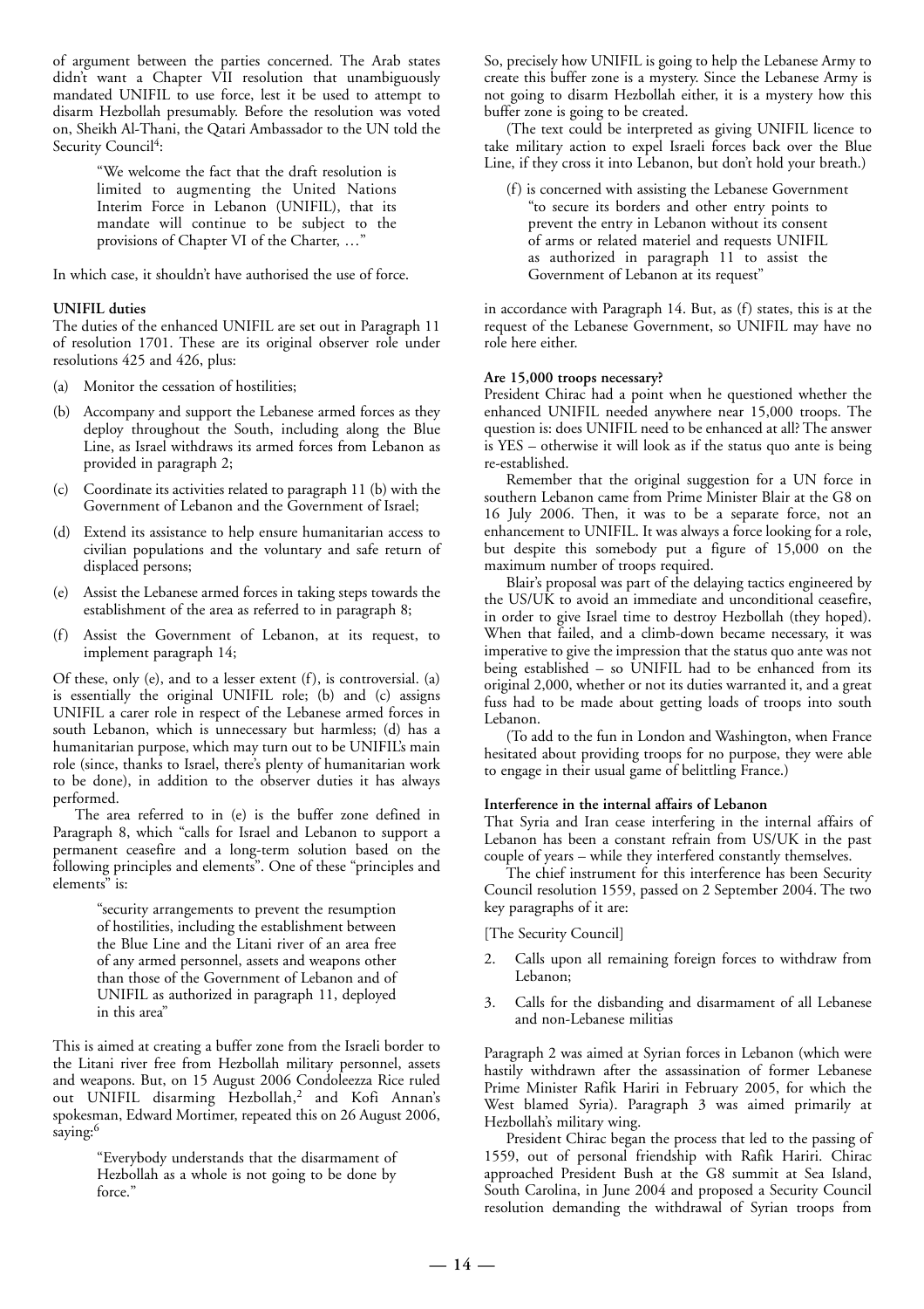of argument between the parties concerned. The Arab states didn't want a Chapter VII resolution that unambiguously mandated UNIFIL to use force, lest it be used to attempt to disarm Hezbollah presumably. Before the resolution was voted on, Sheikh Al-Thani, the Qatari Ambassador to the UN told the Security Council[4]:

> "We welcome the fact that the draft resolution is limited to augmenting the United Nations Interim Force in Lebanon (UNIFIL), that its mandate will continue to be subject to the provisions of Chapter VI of the Charter, …"

In which case, it shouldn't have authorised the use of force.

**UNIFIL duties**

The duties of the enhanced UNIFIL are set out in Paragraph 11 of resolution 1701. These are its original observer role under resolutions 425 and 426, plus:

(a) Monitor the cessation of hostilities;

(b) Accompany and support the Lebanese armed forces as they deploy throughout the South, including along the Blue Line, as Israel withdraws its armed forces from Lebanon as provided in paragraph 2;

(c) Coordinate its activities related to paragraph 11 (b) with the Government of Lebanon and the Government of Israel;

(d) Extend its assistance to help ensure humanitarian access to civilian populations and the voluntary and safe return of displaced persons;

(e) Assist the Lebanese armed forces in taking steps towards the establishment of the area as referred to in paragraph 8;

(f) Assist the Government of Lebanon, at its request, to implement paragraph 14;

Of these, only (e), and to a lesser extent (f), is controversial. (a) is essentially the original UNIFIL role; (b) and (c) assigns UNIFIL a carer role in respect of the Lebanese armed forces in south Lebanon, which is unnecessary but harmless; (d) has a humanitarian purpose, which may turn out to be UNIFIL's main role (since, thanks to Israel, there's plenty of humanitarian work to be done), in addition to the observer duties it has always performed.

The area referred to in (e) is the buffer zone defined in Paragraph 8, which "calls for Israel and Lebanon to support a permanent ceasefire and a long-term solution based on the following principles and elements". One of these "principles and elements" is:

> "security arrangements to prevent the resumption of hostilities, including the establishment between the Blue Line and the Litani river of an area free of any armed personnel, assets and weapons other than those of the Government of Lebanon and of UNIFIL as authorized in paragraph 11, deployed in this area"

This is aimed at creating a buffer zone from the Israeli border to the Litani river free from Hezbollah military personnel, assets and weapons. But, on 15 August 2006 Condoleezza Rice ruled out UNIFIL disarming Hezbollah,[2] and Kofi Annan's spokesman, Edward Mortimer, repeated this on 26 August 2006, saying:[6]

> "Everybody understands that the disarmament of Hezbollah as a whole is not going to be done by force."

So, precisely how UNIFIL is going to help the Lebanese Army to create this buffer zone is a mystery. Since the Lebanese Army is not going to disarm Hezbollah either, it is a mystery how this buffer zone is going to be created.

(The text could be interpreted as giving UNIFIL licence to take military action to expel Israeli forces back over the Blue Line, if they cross it into Lebanon, but don't hold your breath.)

> (f) is concerned with assisting the Lebanese Government "to secure its borders and other entry points to prevent the entry in Lebanon without its consent of arms or related materiel and requests UNIFIL as authorized in paragraph 11 to assist the Government of Lebanon at its request"

in accordance with Paragraph 14. But, as (f) states, this is at the request of the Lebanese Government, so UNIFIL may have no role here either.

**Are 15,000 troops necessary?**

President Chirac had a point when he questioned whether the enhanced UNIFIL needed anywhere near 15,000 troops. The question is: does UNIFIL need to be enhanced at all? The answer is YES – otherwise it will look as if the status quo ante is being re-established.

Remember that the original suggestion for a UN force in southern Lebanon came from Prime Minister Blair at the G8 on 16 July 2006. Then, it was to be a separate force, not an enhancement to UNIFIL. It was always a force looking for a role, but despite this somebody put a figure of 15,000 on the maximum number of troops required.

Blair's proposal was part of the delaying tactics engineered by the US/UK to avoid an immediate and unconditional ceasefire, in order to give Israel time to destroy Hezbollah (they hoped). When that failed, and a climb-down became necessary, it was imperative to give the impression that the status quo ante was not being established – so UNIFIL had to be enhanced from its original 2,000, whether or not its duties warranted it, and a great fuss had to be made about getting loads of troops into south Lebanon.

(To add to the fun in London and Washington, when France hesitated about providing troops for no purpose, they were able to engage in their usual game of belittling France.)

**Interference in the internal affairs of Lebanon**

That Syria and Iran cease interfering in the internal affairs of Lebanon has been a constant refrain from US/UK in the past couple of years – while they interfered constantly themselves.

The chief instrument for this interference has been Security Council resolution 1559, passed on 2 September 2004. The two key paragraphs of it are:

[The Security Council]

2. Calls upon all remaining foreign forces to withdraw from Lebanon;

3. Calls for the disbanding and disarmament of all Lebanese and non-Lebanese militias

Paragraph 2 was aimed at Syrian forces in Lebanon (which were hastily withdrawn after the assassination of former Lebanese Prime Minister Rafik Hariri in February 2005, for which the West blamed Syria). Paragraph 3 was aimed primarily at Hezbollah's military wing.

President Chirac began the process that led to the passing of 1559, out of personal friendship with Rafik Hariri. Chirac approached President Bush at the G8 summit at Sea Island, South Carolina, in June 2004 and proposed a Security Council resolution demanding the withdrawal of Syrian troops from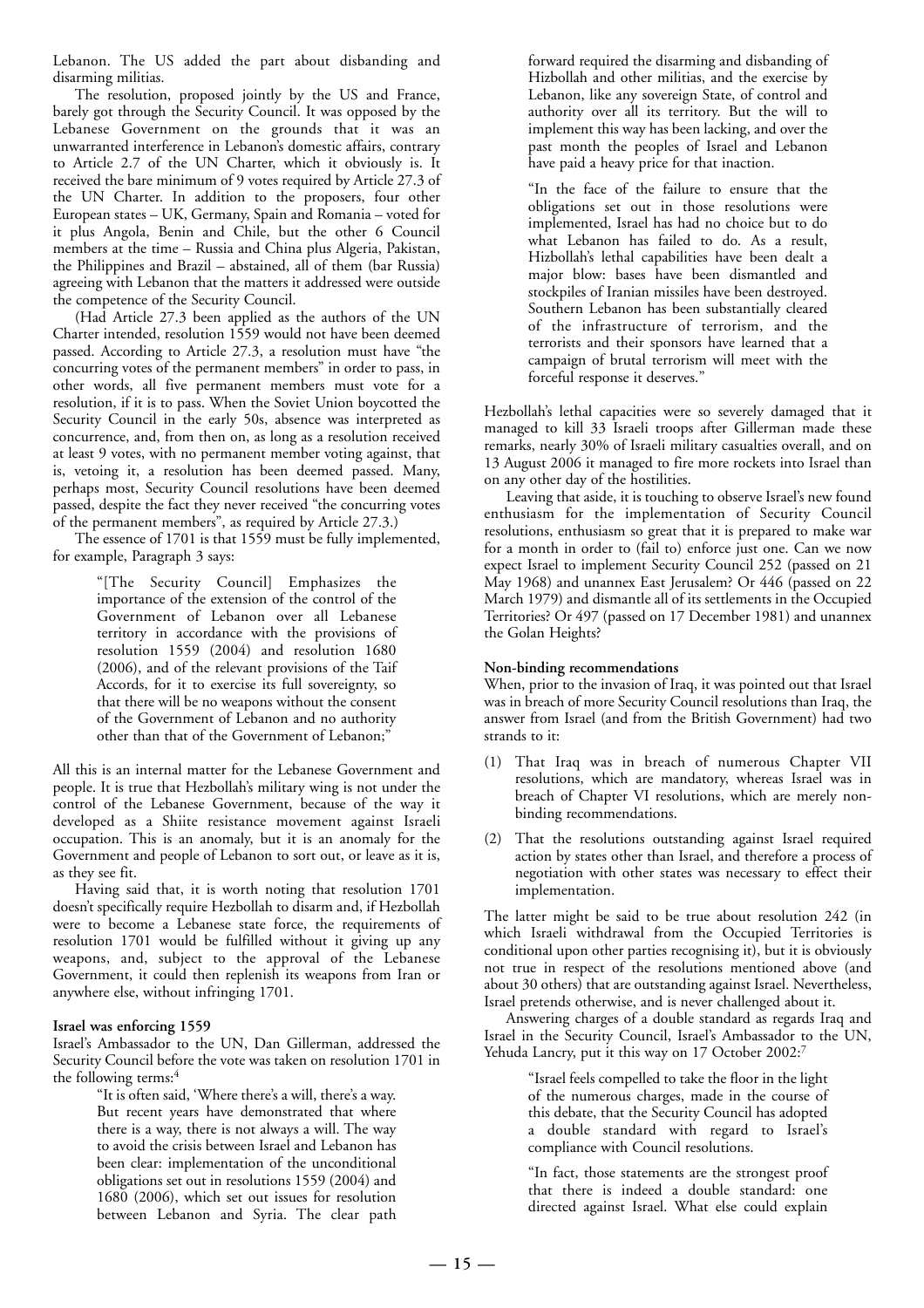Lebanon. The US added the part about disbanding and disarming militias.

The resolution, proposed jointly by the US and France, barely got through the Security Council. It was opposed by the Lebanese Government on the grounds that it was an unwarranted interference in Lebanon's domestic affairs, contrary to Article 2.7 of the UN Charter, which it obviously is. It received the bare minimum of 9 votes required by Article 27.3 of the UN Charter. In addition to the proposers, four other European states – UK, Germany, Spain and Romania – voted for it plus Angola, Benin and Chile, but the other 6 Council members at the time – Russia and China plus Algeria, Pakistan, the Philippines and Brazil – abstained, all of them (bar Russia) agreeing with Lebanon that the matters it addressed were outside the competence of the Security Council.

(Had Article 27.3 been applied as the authors of the UN Charter intended, resolution 1559 would not have been deemed passed. According to Article 27.3, a resolution must have "the concurring votes of the permanent members" in order to pass, in other words, all five permanent members must vote for a resolution, if it is to pass. When the Soviet Union boycotted the Security Council in the early 50s, absence was interpreted as concurrence, and, from then on, as long as a resolution received at least 9 votes, with no permanent member voting against, that is, vetoing it, a resolution has been deemed passed. Many, perhaps most, Security Council resolutions have been deemed passed, despite the fact they never received "the concurring votes of the permanent members", as required by Article 27.3.)

The essence of 1701 is that 1559 must be fully implemented, for example, Paragraph 3 says:

> "[The Security Council] Emphasizes the importance of the extension of the control of the Government of Lebanon over all Lebanese territory in accordance with the provisions of resolution 1559 (2004) and resolution 1680 (2006), and of the relevant provisions of the Taif Accords, for it to exercise its full sovereignty, so that there will be no weapons without the consent of the Government of Lebanon and no authority other than that of the Government of Lebanon;"

All this is an internal matter for the Lebanese Government and people. It is true that Hezbollah's military wing is not under the control of the Lebanese Government, because of the way it developed as a Shiite resistance movement against Israeli occupation. This is an anomaly, but it is an anomaly for the Government and people of Lebanon to sort out, or leave as it is, as they see fit.

Having said that, it is worth noting that resolution 1701 doesn't specifically require Hezbollah to disarm and, if Hezbollah were to become a Lebanese state force, the requirements of resolution 1701 would be fulfilled without it giving up any weapons, and, subject to the approval of the Lebanese Government, it could then replenish its weapons from Iran or anywhere else, without infringing 1701.

**Israel was enforcing 1559**

Israel's Ambassador to the UN, Dan Gillerman, addressed the Security Council before the vote was taken on resolution 1701 in the following terms:[4]

> "It is often said, 'Where there's a will, there's a way. But recent years have demonstrated that where there is a way, there is not always a will. The way to avoid the crisis between Israel and Lebanon has been clear: implementation of the unconditional obligations set out in resolutions 1559 (2004) and 1680 (2006), which set out issues for resolution between Lebanon and Syria. The clear path forward required the disarming and disbanding of Hizbollah and other militias, and the exercise by Lebanon, like any sovereign State, of control and authority over all its territory. But the will to implement this way has been lacking, and over the past month the peoples of Israel and Lebanon have paid a heavy price for that inaction.
>
> "In the face of the failure to ensure that the obligations set out in those resolutions were implemented, Israel has had no choice but to do what Lebanon has failed to do. As a result, Hizbollah's lethal capabilities have been dealt a major blow: bases have been dismantled and stockpiles of Iranian missiles have been destroyed. Southern Lebanon has been substantially cleared of the infrastructure of terrorism, and the terrorists and their sponsors have learned that a campaign of brutal terrorism will meet with the forceful response it deserves."

Hezbollah's lethal capacities were so severely damaged that it managed to kill 33 Israeli troops after Gillerman made these remarks, nearly 30% of Israeli military casualties overall, and on 13 August 2006 it managed to fire more rockets into Israel than on any other day of the hostilities.

Leaving that aside, it is touching to observe Israel's new found enthusiasm for the implementation of Security Council resolutions, enthusiasm so great that it is prepared to make war for a month in order to (fail to) enforce just one. Can we now expect Israel to implement Security Council 252 (passed on 21 May 1968) and unannex East Jerusalem? Or 446 (passed on 22 March 1979) and dismantle all of its settlements in the Occupied Territories? Or 497 (passed on 17 December 1981) and unannex the Golan Heights?

**Non-binding recommendations**

When, prior to the invasion of Iraq, it was pointed out that Israel was in breach of more Security Council resolutions than Iraq, the answer from Israel (and from the British Government) had two strands to it:

(1) That Iraq was in breach of numerous Chapter VII resolutions, which are mandatory, whereas Israel was in breach of Chapter VI resolutions, which are merely non-binding recommendations.

(2) That the resolutions outstanding against Israel required action by states other than Israel, and therefore a process of negotiation with other states was necessary to effect their implementation.

The latter might be said to be true about resolution 242 (in which Israeli withdrawal from the Occupied Territories is conditional upon other parties recognising it), but it is obviously not true in respect of the resolutions mentioned above (and about 30 others) that are outstanding against Israel. Nevertheless, Israel pretends otherwise, and is never challenged about it.

Answering charges of a double standard as regards Iraq and Israel in the Security Council, Israel's Ambassador to the UN, Yehuda Lancry, put it this way on 17 October 2002:[7]

> "Israel feels compelled to take the floor in the light of the numerous charges, made in the course of this debate, that the Security Council has adopted a double standard with regard to Israel's compliance with Council resolutions.
>
> "In fact, those statements are the strongest proof that there is indeed a double standard: one directed against Israel. What else could explain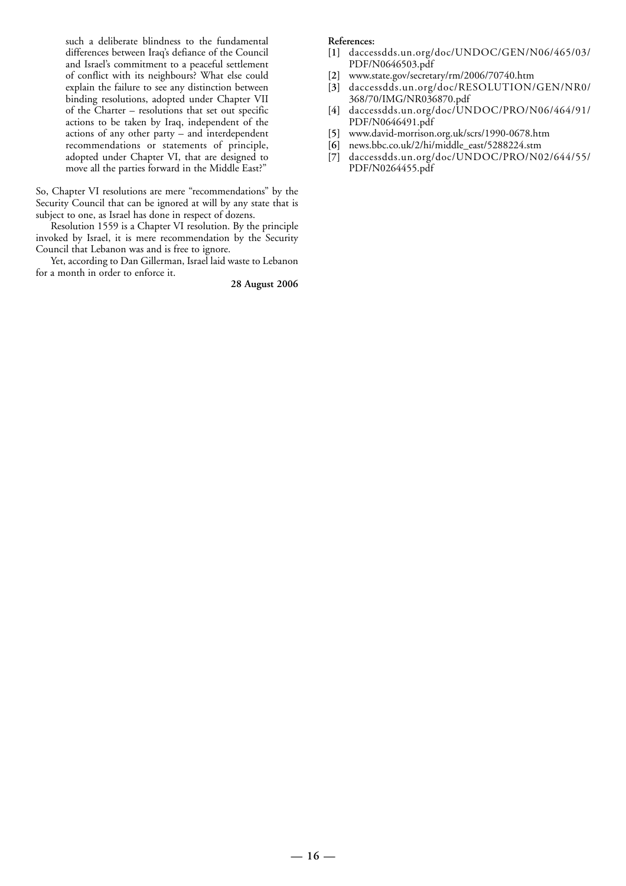> such a deliberate blindness to the fundamental differences between Iraq's defiance of the Council and Israel's commitment to a peaceful settlement of conflict with its neighbours? What else could explain the failure to see any distinction between binding resolutions, adopted under Chapter VII of the Charter – resolutions that set out specific actions to be taken by Iraq, independent of the actions of any other party – and interdependent recommendations or statements of principle, adopted under Chapter VI, that are designed to move all the parties forward in the Middle East?"

So, Chapter VI resolutions are mere "recommendations" by the Security Council that can be ignored at will by any state that is subject to one, as Israel has done in respect of dozens.

Resolution 1559 is a Chapter VI resolution. By the principle invoked by Israel, it is mere recommendation by the Security Council that Lebanon was and is free to ignore.

Yet, according to Dan Gillerman, Israel laid waste to Lebanon for a month in order to enforce it.

**28 August 2006**

**References:**

[1] daccessdds.un.org/doc/UNDOC/GEN/N06/465/03/PDF/N0646503.pdf
[2] www.state.gov/secretary/rm/2006/70740.htm
[3] daccessdds.un.org/doc/RESOLUTION/GEN/NR0/368/70/IMG/NR036870.pdf
[4] daccessdds.un.org/doc/UNDOC/PRO/N06/464/91/PDF/N0646491.pdf
[5] www.david-morrison.org.uk/scrs/1990-0678.htm
[6] news.bbc.co.uk/2/hi/middle_east/5288224.stm
[7] daccessdds.un.org/doc/UNDOC/PRO/N02/644/55/PDF/N0264455.pdf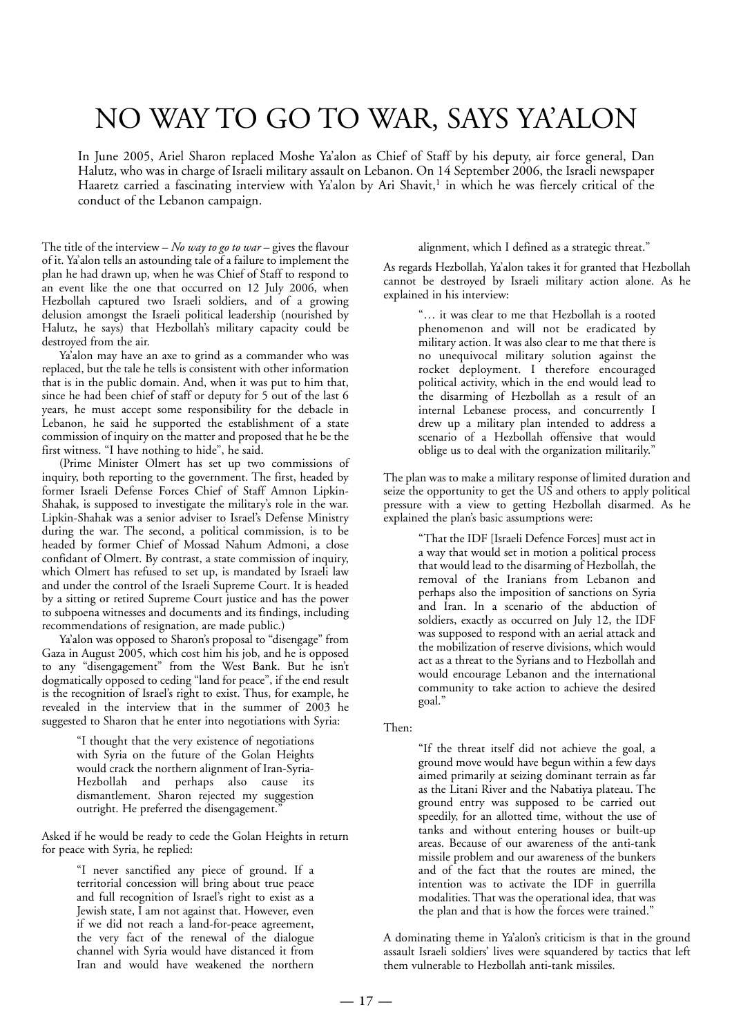# NO WAY TO GO TO WAR, SAYS YA'ALON

In June 2005, Ariel Sharon replaced Moshe Ya'alon as Chief of Staff by his deputy, air force general, Dan Halutz, who was in charge of Israeli military assault on Lebanon. On 14 September 2006, the Israeli newspaper Haaretz carried a fascinating interview with Ya'alon by Ari Shavit,[1] in which he was fiercely critical of the conduct of the Lebanon campaign.

The title of the interview – *No way to go to war* – gives the flavour of it. Ya'alon tells an astounding tale of a failure to implement the plan he had drawn up, when he was Chief of Staff to respond to an event like the one that occurred on 12 July 2006, when Hezbollah captured two Israeli soldiers, and of a growing delusion amongst the Israeli political leadership (nourished by Halutz, he says) that Hezbollah's military capacity could be destroyed from the air.

Ya'alon may have an axe to grind as a commander who was replaced, but the tale he tells is consistent with other information that is in the public domain. And, when it was put to him that, since he had been chief of staff or deputy for 5 out of the last 6 years, he must accept some responsibility for the debacle in Lebanon, he said he supported the establishment of a state commission of inquiry on the matter and proposed that he be the first witness. "I have nothing to hide", he said.

(Prime Minister Olmert has set up two commissions of inquiry, both reporting to the government. The first, headed by former Israeli Defense Forces Chief of Staff Amnon Lipkin-Shahak, is supposed to investigate the military's role in the war. Lipkin-Shahak was a senior adviser to Israel's Defense Ministry during the war. The second, a political commission, is to be headed by former Chief of Mossad Nahum Admoni, a close confidant of Olmert. By contrast, a state commission of inquiry, which Olmert has refused to set up, is mandated by Israeli law and under the control of the Israeli Supreme Court. It is headed by a sitting or retired Supreme Court justice and has the power to subpoena witnesses and documents and its findings, including recommendations of resignation, are made public.)

Ya'alon was opposed to Sharon's proposal to "disengage" from Gaza in August 2005, which cost him his job, and he is opposed to any "disengagement" from the West Bank. But he isn't dogmatically opposed to ceding "land for peace", if the end result is the recognition of Israel's right to exist. Thus, for example, he revealed in the interview that in the summer of 2003 he suggested to Sharon that he enter into negotiations with Syria:

> "I thought that the very existence of negotiations with Syria on the future of the Golan Heights would crack the northern alignment of Iran-Syria-Hezbollah and perhaps also cause its dismantlement. Sharon rejected my suggestion outright. He preferred the disengagement."

Asked if he would be ready to cede the Golan Heights in return for peace with Syria, he replied:

> "I never sanctified any piece of ground. If a territorial concession will bring about true peace and full recognition of Israel's right to exist as a Jewish state, I am not against that. However, even if we did not reach a land-for-peace agreement, the very fact of the renewal of the dialogue channel with Syria would have distanced it from Iran and would have weakened the northern alignment, which I defined as a strategic threat."

As regards Hezbollah, Ya'alon takes it for granted that Hezbollah cannot be destroyed by Israeli military action alone. As he explained in his interview:

> "… it was clear to me that Hezbollah is a rooted phenomenon and will not be eradicated by military action. It was also clear to me that there is no unequivocal military solution against the rocket deployment. I therefore encouraged political activity, which in the end would lead to the disarming of Hezbollah as a result of an internal Lebanese process, and concurrently I drew up a military plan intended to address a scenario of a Hezbollah offensive that would oblige us to deal with the organization militarily."

The plan was to make a military response of limited duration and seize the opportunity to get the US and others to apply political pressure with a view to getting Hezbollah disarmed. As he explained the plan's basic assumptions were:

> "That the IDF [Israeli Defence Forces] must act in a way that would set in motion a political process that would lead to the disarming of Hezbollah, the removal of the Iranians from Lebanon and perhaps also the imposition of sanctions on Syria and Iran. In a scenario of the abduction of soldiers, exactly as occurred on July 12, the IDF was supposed to respond with an aerial attack and the mobilization of reserve divisions, which would act as a threat to the Syrians and to Hezbollah and would encourage Lebanon and the international community to take action to achieve the desired goal."

Then:

> "If the threat itself did not achieve the goal, a ground move would have begun within a few days aimed primarily at seizing dominant terrain as far as the Litani River and the Nabatiya plateau. The ground entry was supposed to be carried out speedily, for an allotted time, without the use of tanks and without entering houses or built-up areas. Because of our awareness of the anti-tank missile problem and our awareness of the bunkers and of the fact that the routes are mined, the intention was to activate the IDF in guerrilla modalities. That was the operational idea, that was the plan and that is how the forces were trained."

A dominating theme in Ya'alon's criticism is that in the ground assault Israeli soldiers' lives were squandered by tactics that left them vulnerable to Hezbollah anti-tank missiles.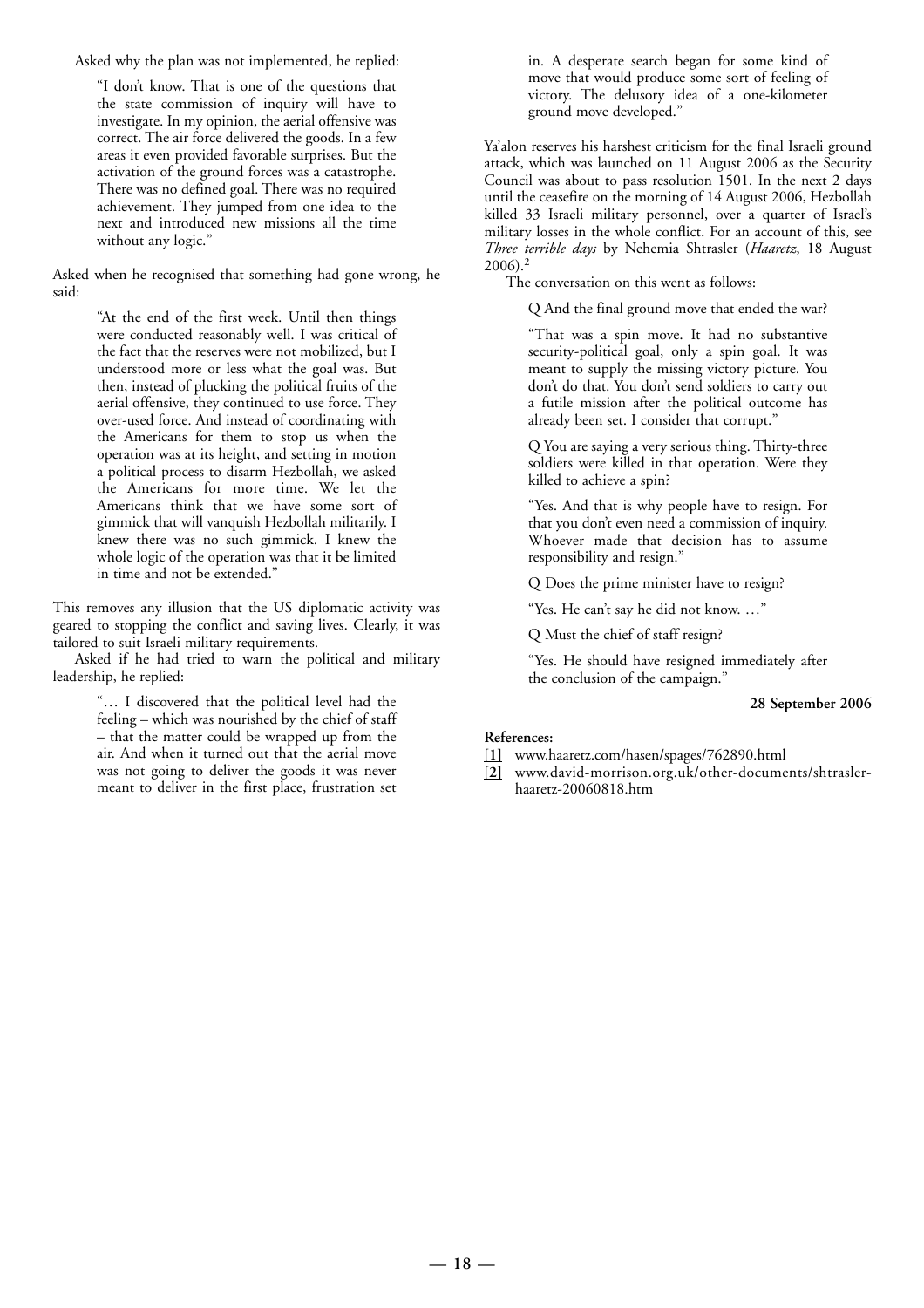Asked why the plan was not implemented, he replied:

> "I don't know. That is one of the questions that the state commission of inquiry will have to investigate. In my opinion, the aerial offensive was correct. The air force delivered the goods. In a few areas it even provided favorable surprises. But the activation of the ground forces was a catastrophe. There was no defined goal. There was no required achievement. They jumped from one idea to the next and introduced new missions all the time without any logic."

Asked when he recognised that something had gone wrong, he said:

> "At the end of the first week. Until then things were conducted reasonably well. I was critical of the fact that the reserves were not mobilized, but I understood more or less what the goal was. But then, instead of plucking the political fruits of the aerial offensive, they continued to use force. They over-used force. And instead of coordinating with the Americans for them to stop us when the operation was at its height, and setting in motion a political process to disarm Hezbollah, we asked the Americans for more time. We let the Americans think that we have some sort of gimmick that will vanquish Hezbollah militarily. I knew there was no such gimmick. I knew the whole logic of the operation was that it be limited in time and not be extended."

This removes any illusion that the US diplomatic activity was geared to stopping the conflict and saving lives. Clearly, it was tailored to suit Israeli military requirements.

Asked if he had tried to warn the political and military leadership, he replied:

> "… I discovered that the political level had the feeling – which was nourished by the chief of staff – that the matter could be wrapped up from the air. And when it turned out that the aerial move was not going to deliver the goods it was never meant to deliver in the first place, frustration set in. A desperate search began for some kind of move that would produce some sort of feeling of victory. The delusory idea of a one-kilometer ground move developed."

Ya'alon reserves his harshest criticism for the final Israeli ground attack, which was launched on 11 August 2006 as the Security Council was about to pass resolution 1501. In the next 2 days until the ceasefire on the morning of 14 August 2006, Hezbollah killed 33 Israeli military personnel, over a quarter of Israel's military losses in the whole conflict. For an account of this, see *Three terrible days* by Nehemia Shtrasler (*Haaretz*, 18 August 2006).[2]

The conversation on this went as follows:

> Q And the final ground move that ended the war?
>
> "That was a spin move. It had no substantive security-political goal, only a spin goal. It was meant to supply the missing victory picture. You don't do that. You don't send soldiers to carry out a futile mission after the political outcome has already been set. I consider that corrupt."
>
> Q You are saying a very serious thing. Thirty-three soldiers were killed in that operation. Were they killed to achieve a spin?
>
> "Yes. And that is why people have to resign. For that you don't even need a commission of inquiry. Whoever made that decision has to assume responsibility and resign."
>
> Q Does the prime minister have to resign?
>
> "Yes. He can't say he did not know. …"
>
> Q Must the chief of staff resign?
>
> "Yes. He should have resigned immediately after the conclusion of the campaign."

**28 September 2006**

**References:**

[1] www.haaretz.com/hasen/spages/762890.html

[2] www.david-morrison.org.uk/other-documents/shtrasler-haaretz-20060818.htm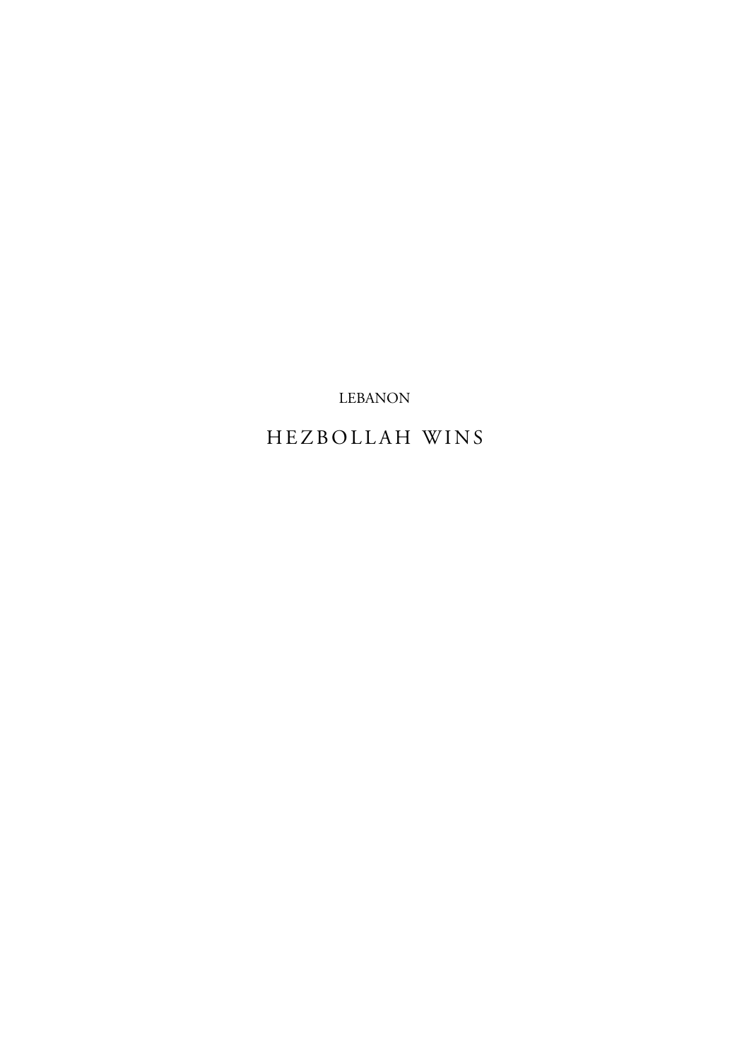LEBANON

# HEZBOLLAH WINS